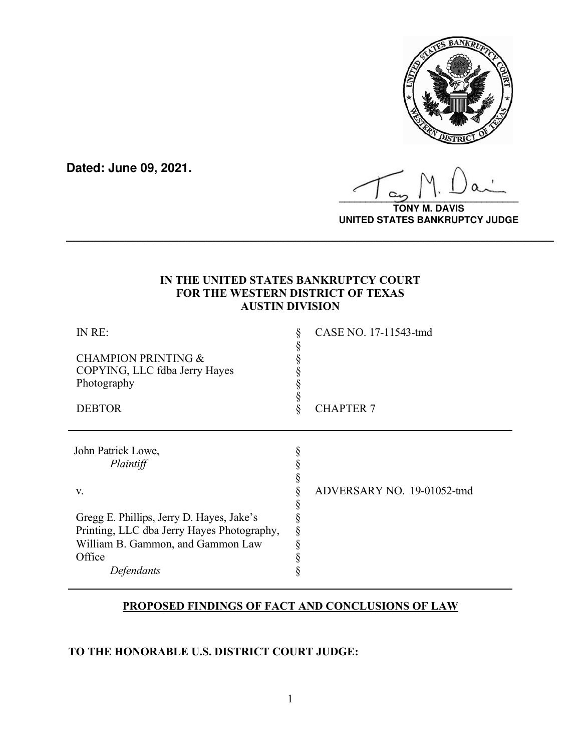**Dated: June 09, 2021.**

**TONY M. DAVIS**
**UNITED STATES BANKRUPTCY JUDGE**

---

**IN THE UNITED STATES BANKRUPTCY COURT**
**FOR THE WESTERN DISTRICT OF TEXAS**
**AUSTIN DIVISION**

| | | |
|---|---|---|
| IN RE: | § | CASE NO. 17-11543-tmd |
| | § | |
| CHAMPION PRINTING & COPYING, LLC fdba Jerry Hayes Photography | § | |
| | § | |
| DEBTOR | § | CHAPTER 7 |

| | | |
|---|---|---|
| John Patrick Lowe, *Plaintiff* | § | |
| | § | |
| v. | § | ADVERSARY NO. 19-01052-tmd |
| | § | |
| Gregg E. Phillips, Jerry D. Hayes, Jake's Printing, LLC dba Jerry Hayes Photography, William B. Gammon, and Gammon Law Office | § | |
| *Defendants* | § | |

**PROPOSED FINDINGS OF FACT AND CONCLUSIONS OF LAW**

**TO THE HONORABLE U.S. DISTRICT COURT JUDGE:**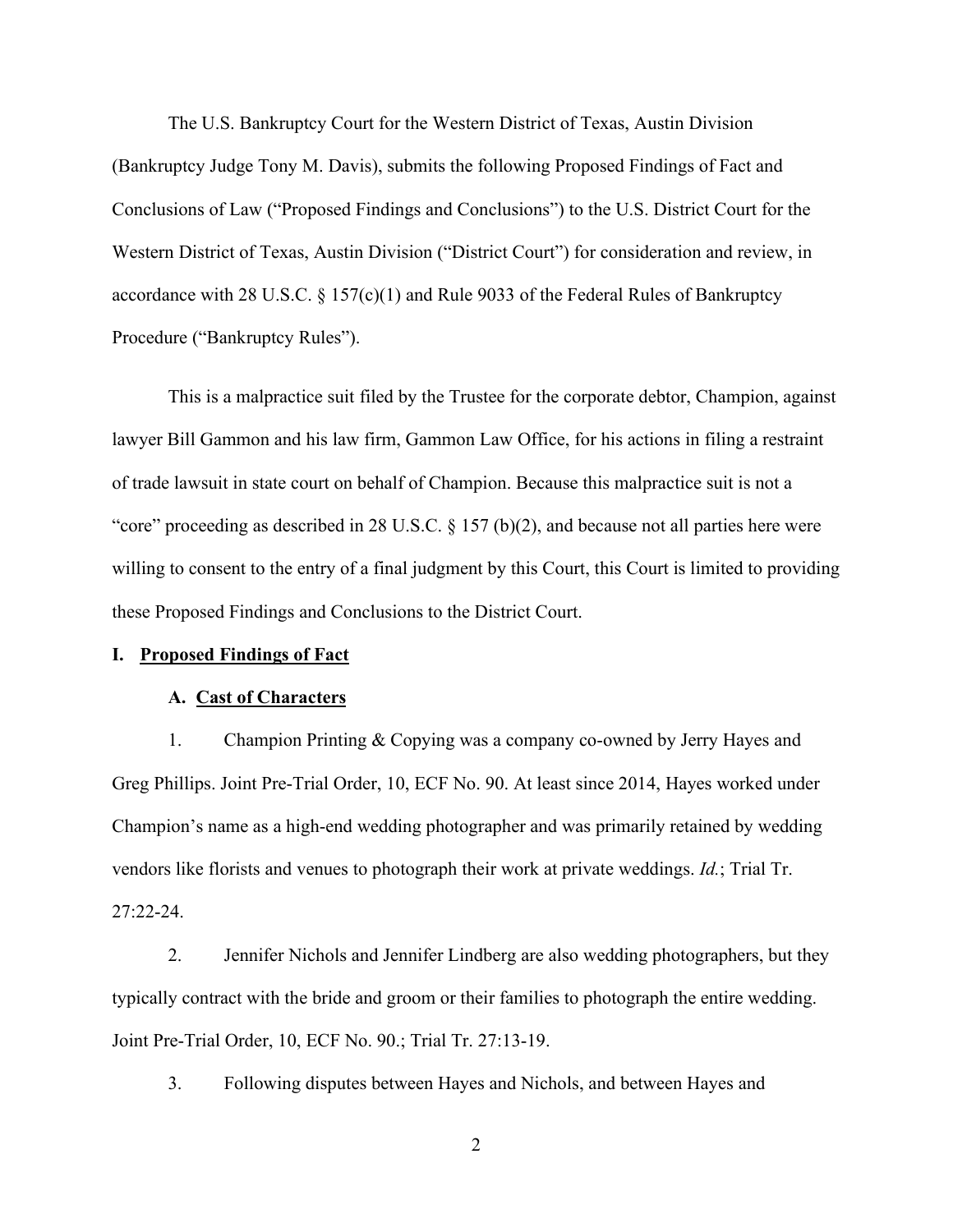The U.S. Bankruptcy Court for the Western District of Texas, Austin Division (Bankruptcy Judge Tony M. Davis), submits the following Proposed Findings of Fact and Conclusions of Law ("Proposed Findings and Conclusions") to the U.S. District Court for the Western District of Texas, Austin Division ("District Court") for consideration and review, in accordance with 28 U.S.C. § 157(c)(1) and Rule 9033 of the Federal Rules of Bankruptcy Procedure ("Bankruptcy Rules").

This is a malpractice suit filed by the Trustee for the corporate debtor, Champion, against lawyer Bill Gammon and his law firm, Gammon Law Office, for his actions in filing a restraint of trade lawsuit in state court on behalf of Champion. Because this malpractice suit is not a "core" proceeding as described in 28 U.S.C. § 157 (b)(2), and because not all parties here were willing to consent to the entry of a final judgment by this Court, this Court is limited to providing these Proposed Findings and Conclusions to the District Court.

## I. **Proposed Findings of Fact**

### A. **Cast of Characters**

1. Champion Printing & Copying was a company co-owned by Jerry Hayes and Greg Phillips. Joint Pre-Trial Order, 10, ECF No. 90. At least since 2014, Hayes worked under Champion's name as a high-end wedding photographer and was primarily retained by wedding vendors like florists and venues to photograph their work at private weddings. *Id.*; Trial Tr. 27:22-24.

2. Jennifer Nichols and Jennifer Lindberg are also wedding photographers, but they typically contract with the bride and groom or their families to photograph the entire wedding. Joint Pre-Trial Order, 10, ECF No. 90.; Trial Tr. 27:13-19.

3. Following disputes between Hayes and Nichols, and between Hayes and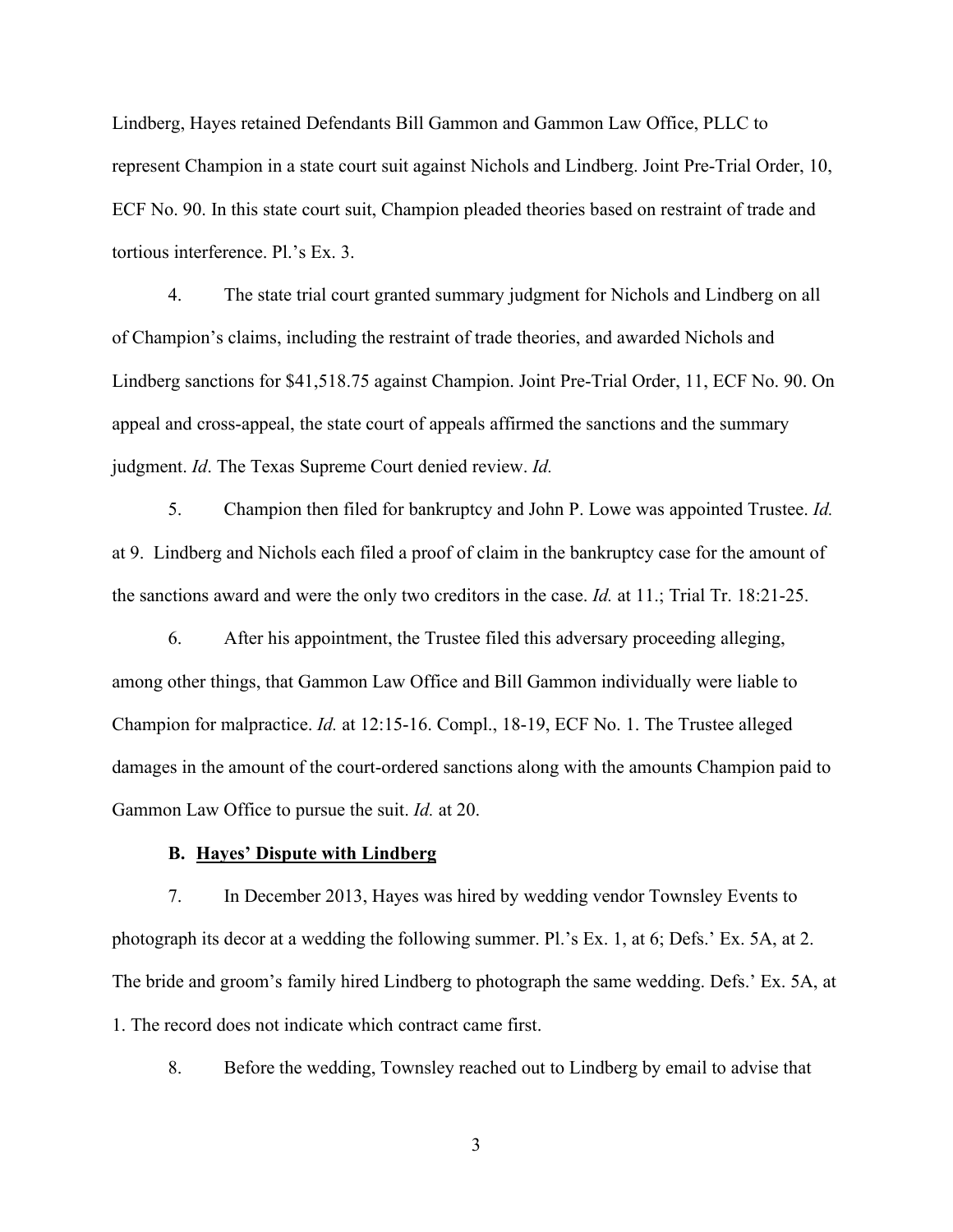Lindberg, Hayes retained Defendants Bill Gammon and Gammon Law Office, PLLC to represent Champion in a state court suit against Nichols and Lindberg. Joint Pre-Trial Order, 10, ECF No. 90. In this state court suit, Champion pleaded theories based on restraint of trade and tortious interference. Pl.'s Ex. 3.

4. The state trial court granted summary judgment for Nichols and Lindberg on all of Champion's claims, including the restraint of trade theories, and awarded Nichols and Lindberg sanctions for $41,518.75 against Champion. Joint Pre-Trial Order, 11, ECF No. 90. On appeal and cross-appeal, the state court of appeals affirmed the sanctions and the summary judgment. *Id*. The Texas Supreme Court denied review. *Id.*

5. Champion then filed for bankruptcy and John P. Lowe was appointed Trustee. *Id.* at 9. Lindberg and Nichols each filed a proof of claim in the bankruptcy case for the amount of the sanctions award and were the only two creditors in the case. *Id.* at 11.; Trial Tr. 18:21-25.

6. After his appointment, the Trustee filed this adversary proceeding alleging, among other things, that Gammon Law Office and Bill Gammon individually were liable to Champion for malpractice. *Id.* at 12:15-16. Compl., 18-19, ECF No. 1. The Trustee alleged damages in the amount of the court-ordered sanctions along with the amounts Champion paid to Gammon Law Office to pursue the suit. *Id.* at 20.

### B. <u>Hayes' Dispute with Lindberg</u>

7. In December 2013, Hayes was hired by wedding vendor Townsley Events to photograph its decor at a wedding the following summer. Pl.'s Ex. 1, at 6; Defs.' Ex. 5A, at 2. The bride and groom's family hired Lindberg to photograph the same wedding. Defs.' Ex. 5A, at 1. The record does not indicate which contract came first.

8. Before the wedding, Townsley reached out to Lindberg by email to advise that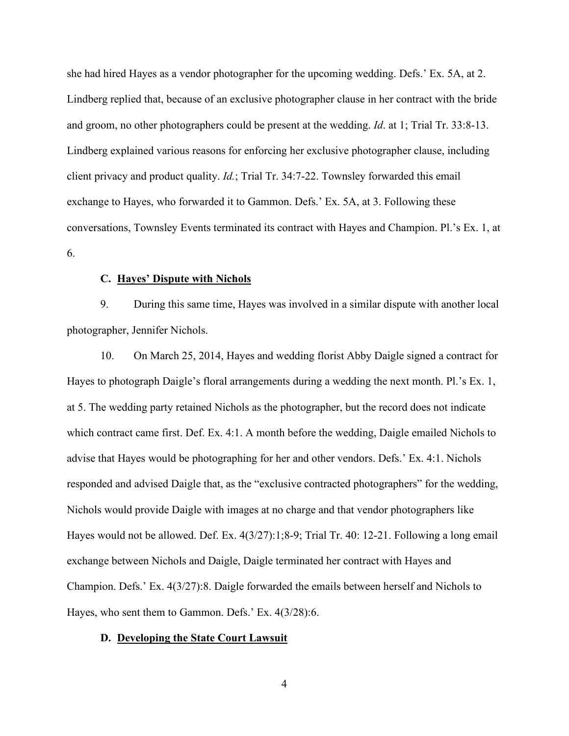she had hired Hayes as a vendor photographer for the upcoming wedding. Defs.' Ex. 5A, at 2. Lindberg replied that, because of an exclusive photographer clause in her contract with the bride and groom, no other photographers could be present at the wedding. *Id*. at 1; Trial Tr. 33:8-13. Lindberg explained various reasons for enforcing her exclusive photographer clause, including client privacy and product quality. *Id.*; Trial Tr. 34:7-22. Townsley forwarded this email exchange to Hayes, who forwarded it to Gammon. Defs.' Ex. 5A, at 3. Following these conversations, Townsley Events terminated its contract with Hayes and Champion. Pl.'s Ex. 1, at 6.

### C. Hayes' Dispute with Nichols

9. During this same time, Hayes was involved in a similar dispute with another local photographer, Jennifer Nichols.

10. On March 25, 2014, Hayes and wedding florist Abby Daigle signed a contract for Hayes to photograph Daigle's floral arrangements during a wedding the next month. Pl.'s Ex. 1, at 5. The wedding party retained Nichols as the photographer, but the record does not indicate which contract came first. Def. Ex. 4:1. A month before the wedding, Daigle emailed Nichols to advise that Hayes would be photographing for her and other vendors. Defs.' Ex. 4:1. Nichols responded and advised Daigle that, as the "exclusive contracted photographers" for the wedding, Nichols would provide Daigle with images at no charge and that vendor photographers like Hayes would not be allowed. Def. Ex. 4(3/27):1;8-9; Trial Tr. 40: 12-21. Following a long email exchange between Nichols and Daigle, Daigle terminated her contract with Hayes and Champion. Defs.' Ex. 4(3/27):8. Daigle forwarded the emails between herself and Nichols to Hayes, who sent them to Gammon. Defs.' Ex. 4(3/28):6.

### D. Developing the State Court Lawsuit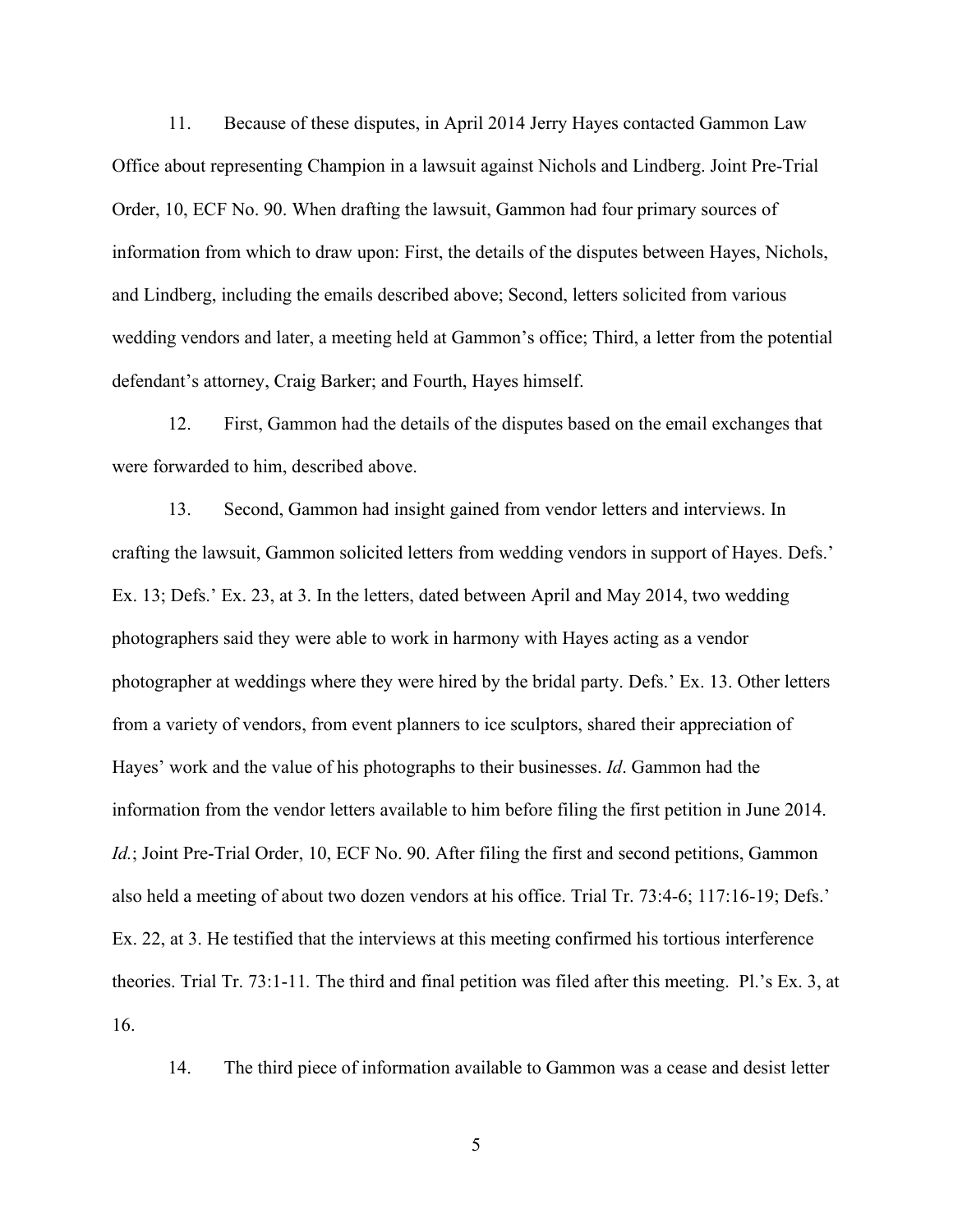11. Because of these disputes, in April 2014 Jerry Hayes contacted Gammon Law Office about representing Champion in a lawsuit against Nichols and Lindberg. Joint Pre-Trial Order, 10, ECF No. 90. When drafting the lawsuit, Gammon had four primary sources of information from which to draw upon: First, the details of the disputes between Hayes, Nichols, and Lindberg, including the emails described above; Second, letters solicited from various wedding vendors and later, a meeting held at Gammon's office; Third, a letter from the potential defendant's attorney, Craig Barker; and Fourth, Hayes himself.

12. First, Gammon had the details of the disputes based on the email exchanges that were forwarded to him, described above.

13. Second, Gammon had insight gained from vendor letters and interviews. In crafting the lawsuit, Gammon solicited letters from wedding vendors in support of Hayes. Defs.' Ex. 13; Defs.' Ex. 23, at 3. In the letters, dated between April and May 2014, two wedding photographers said they were able to work in harmony with Hayes acting as a vendor photographer at weddings where they were hired by the bridal party. Defs.' Ex. 13. Other letters from a variety of vendors, from event planners to ice sculptors, shared their appreciation of Hayes' work and the value of his photographs to their businesses. *Id*. Gammon had the information from the vendor letters available to him before filing the first petition in June 2014. *Id.*; Joint Pre-Trial Order, 10, ECF No. 90. After filing the first and second petitions, Gammon also held a meeting of about two dozen vendors at his office. Trial Tr. 73:4-6; 117:16-19; Defs.' Ex. 22, at 3. He testified that the interviews at this meeting confirmed his tortious interference theories. Trial Tr. 73:1-11. The third and final petition was filed after this meeting. Pl.'s Ex. 3, at 16.

14. The third piece of information available to Gammon was a cease and desist letter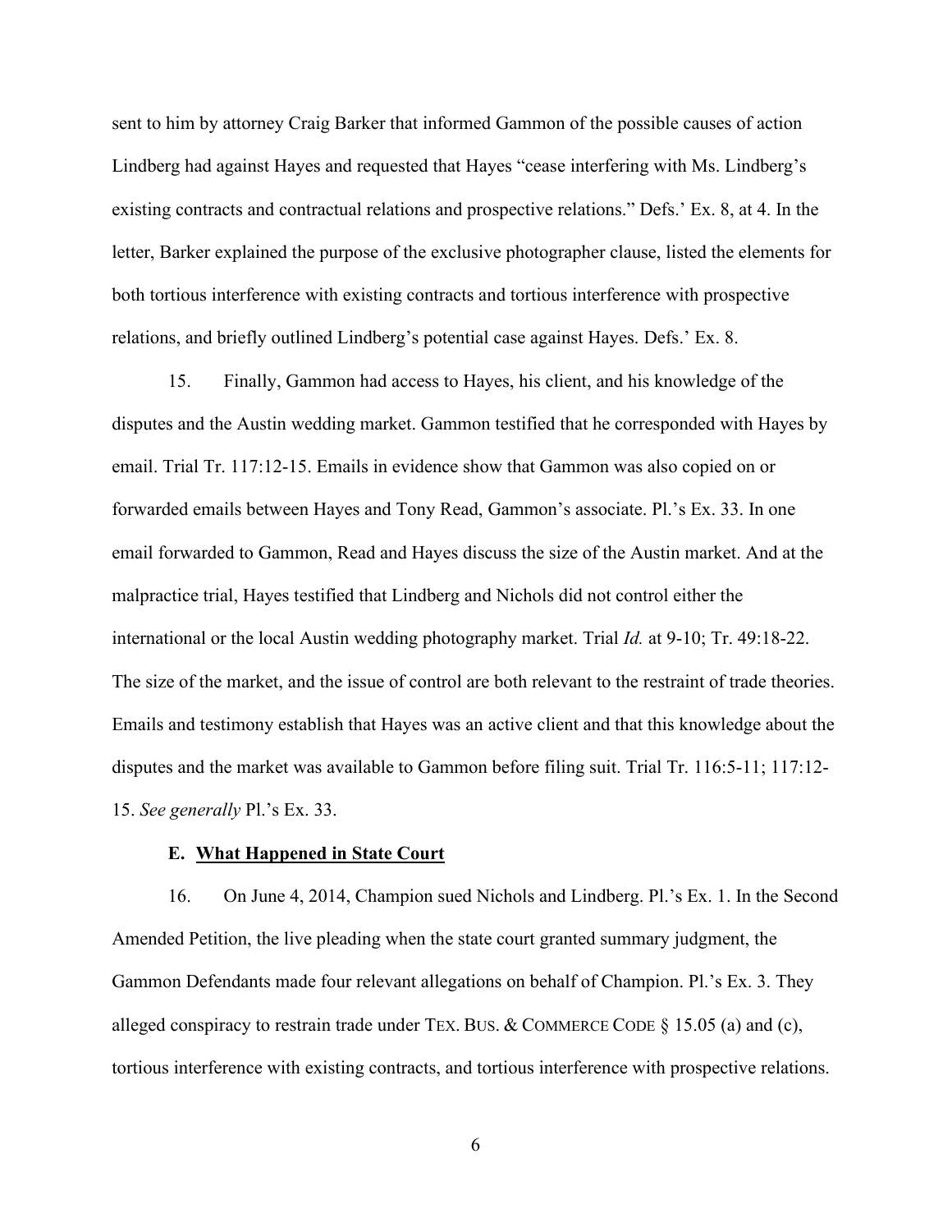sent to him by attorney Craig Barker that informed Gammon of the possible causes of action Lindberg had against Hayes and requested that Hayes "cease interfering with Ms. Lindberg's existing contracts and contractual relations and prospective relations." Defs.' Ex. 8, at 4. In the letter, Barker explained the purpose of the exclusive photographer clause, listed the elements for both tortious interference with existing contracts and tortious interference with prospective relations, and briefly outlined Lindberg's potential case against Hayes. Defs.' Ex. 8.

15. Finally, Gammon had access to Hayes, his client, and his knowledge of the disputes and the Austin wedding market. Gammon testified that he corresponded with Hayes by email. Trial Tr. 117:12-15. Emails in evidence show that Gammon was also copied on or forwarded emails between Hayes and Tony Read, Gammon's associate. Pl.'s Ex. 33. In one email forwarded to Gammon, Read and Hayes discuss the size of the Austin market. And at the malpractice trial, Hayes testified that Lindberg and Nichols did not control either the international or the local Austin wedding photography market. Trial *Id.* at 9-10; Tr. 49:18-22. The size of the market, and the issue of control are both relevant to the restraint of trade theories. Emails and testimony establish that Hayes was an active client and that this knowledge about the disputes and the market was available to Gammon before filing suit. Trial Tr. 116:5-11; 117:12-15. *See generally* Pl.'s Ex. 33.

### E. <u>What Happened in State Court</u>

16. On June 4, 2014, Champion sued Nichols and Lindberg. Pl.'s Ex. 1. In the Second Amended Petition, the live pleading when the state court granted summary judgment, the Gammon Defendants made four relevant allegations on behalf of Champion. Pl.'s Ex. 3. They alleged conspiracy to restrain trade under TEX. BUS. & COMMERCE CODE § 15.05 (a) and (c), tortious interference with existing contracts, and tortious interference with prospective relations.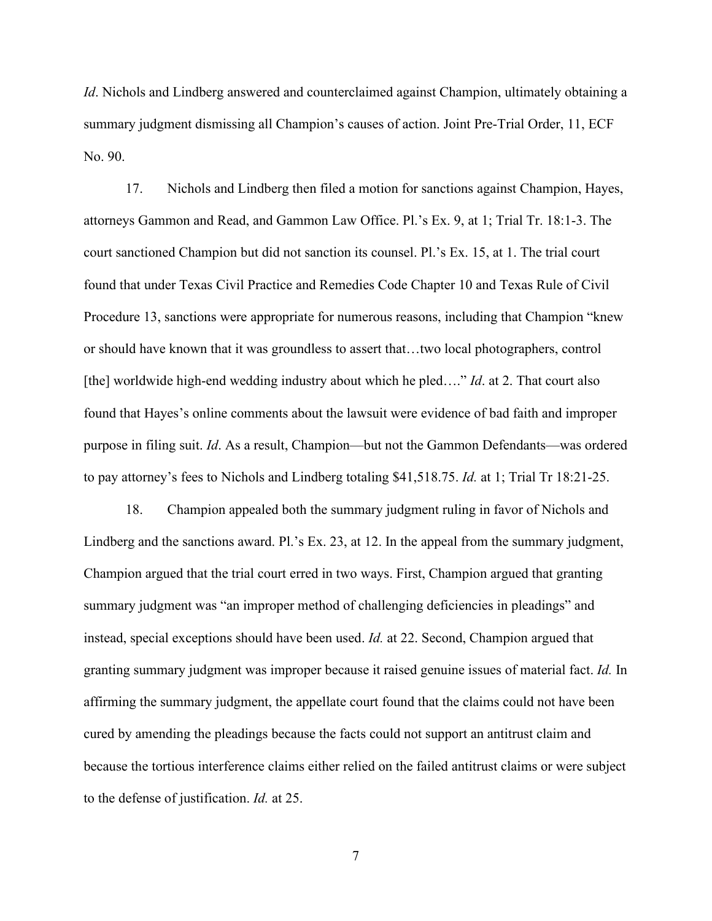*Id*. Nichols and Lindberg answered and counterclaimed against Champion, ultimately obtaining a summary judgment dismissing all Champion's causes of action. Joint Pre-Trial Order, 11, ECF No. 90.

17. Nichols and Lindberg then filed a motion for sanctions against Champion, Hayes, attorneys Gammon and Read, and Gammon Law Office. Pl.'s Ex. 9, at 1; Trial Tr. 18:1-3. The court sanctioned Champion but did not sanction its counsel. Pl.'s Ex. 15, at 1. The trial court found that under Texas Civil Practice and Remedies Code Chapter 10 and Texas Rule of Civil Procedure 13, sanctions were appropriate for numerous reasons, including that Champion "knew or should have known that it was groundless to assert that…two local photographers, control [the] worldwide high-end wedding industry about which he pled…." *Id*. at 2. That court also found that Hayes's online comments about the lawsuit were evidence of bad faith and improper purpose in filing suit. *Id*. As a result, Champion—but not the Gammon Defendants—was ordered to pay attorney's fees to Nichols and Lindberg totaling $41,518.75. *Id.* at 1; Trial Tr 18:21-25.

18. Champion appealed both the summary judgment ruling in favor of Nichols and Lindberg and the sanctions award. Pl.'s Ex. 23, at 12. In the appeal from the summary judgment, Champion argued that the trial court erred in two ways. First, Champion argued that granting summary judgment was "an improper method of challenging deficiencies in pleadings" and instead, special exceptions should have been used. *Id.* at 22. Second, Champion argued that granting summary judgment was improper because it raised genuine issues of material fact. *Id.* In affirming the summary judgment, the appellate court found that the claims could not have been cured by amending the pleadings because the facts could not support an antitrust claim and because the tortious interference claims either relied on the failed antitrust claims or were subject to the defense of justification. *Id.* at 25.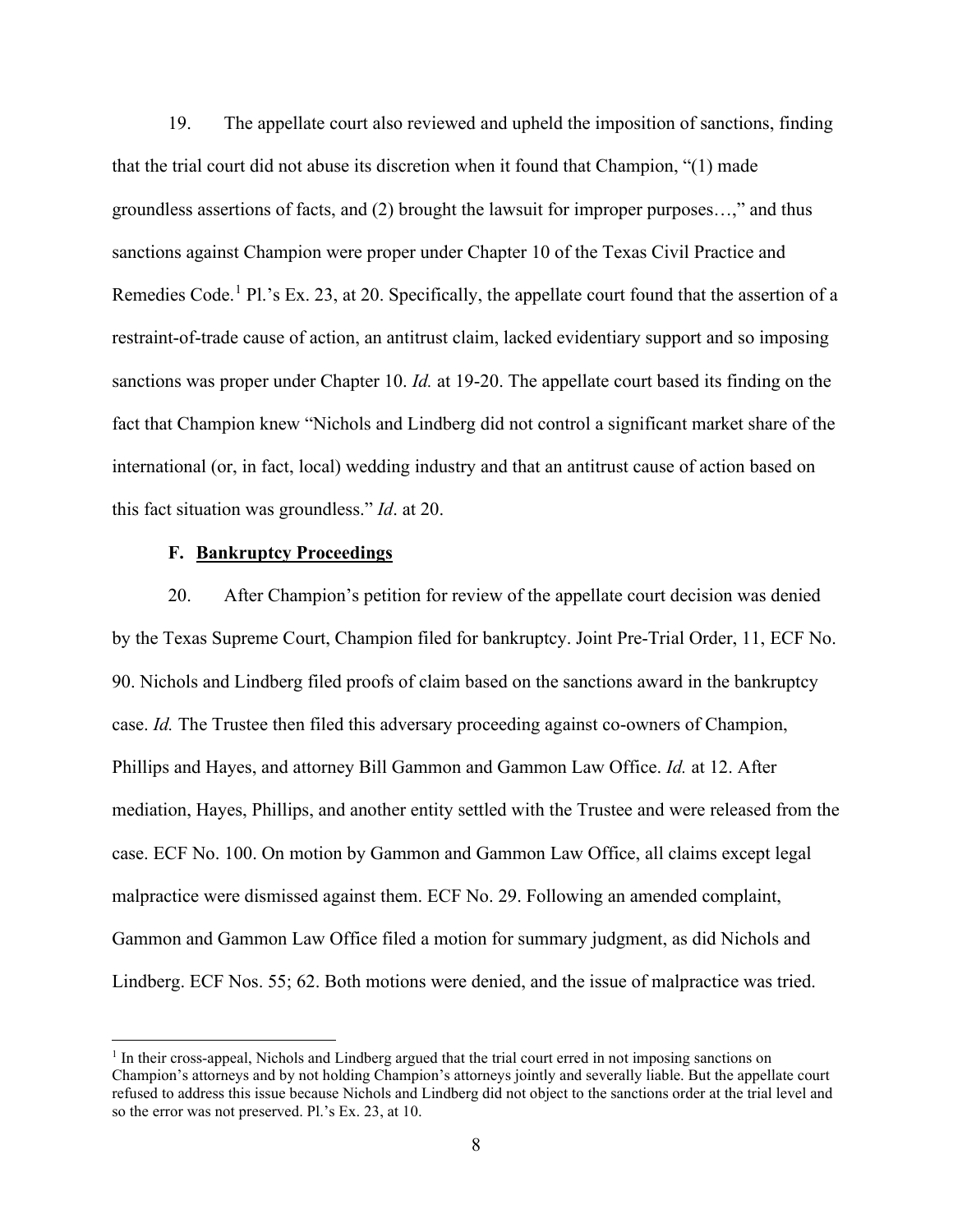19. The appellate court also reviewed and upheld the imposition of sanctions, finding that the trial court did not abuse its discretion when it found that Champion, "(1) made groundless assertions of facts, and (2) brought the lawsuit for improper purposes…," and thus sanctions against Champion were proper under Chapter 10 of the Texas Civil Practice and Remedies Code.[1] Pl.'s Ex. 23, at 20. Specifically, the appellate court found that the assertion of a restraint-of-trade cause of action, an antitrust claim, lacked evidentiary support and so imposing sanctions was proper under Chapter 10. *Id.* at 19-20. The appellate court based its finding on the fact that Champion knew "Nichols and Lindberg did not control a significant market share of the international (or, in fact, local) wedding industry and that an antitrust cause of action based on this fact situation was groundless." *Id*. at 20.

### F. <u>Bankruptcy Proceedings</u>

20. After Champion's petition for review of the appellate court decision was denied by the Texas Supreme Court, Champion filed for bankruptcy. Joint Pre-Trial Order, 11, ECF No. 90. Nichols and Lindberg filed proofs of claim based on the sanctions award in the bankruptcy case. *Id.* The Trustee then filed this adversary proceeding against co-owners of Champion, Phillips and Hayes, and attorney Bill Gammon and Gammon Law Office. *Id.* at 12. After mediation, Hayes, Phillips, and another entity settled with the Trustee and were released from the case. ECF No. 100. On motion by Gammon and Gammon Law Office, all claims except legal malpractice were dismissed against them. ECF No. 29. Following an amended complaint, Gammon and Gammon Law Office filed a motion for summary judgment, as did Nichols and Lindberg. ECF Nos. 55; 62. Both motions were denied, and the issue of malpractice was tried.

[1] In their cross-appeal, Nichols and Lindberg argued that the trial court erred in not imposing sanctions on Champion's attorneys and by not holding Champion's attorneys jointly and severally liable. But the appellate court refused to address this issue because Nichols and Lindberg did not object to the sanctions order at the trial level and so the error was not preserved. Pl.'s Ex. 23, at 10.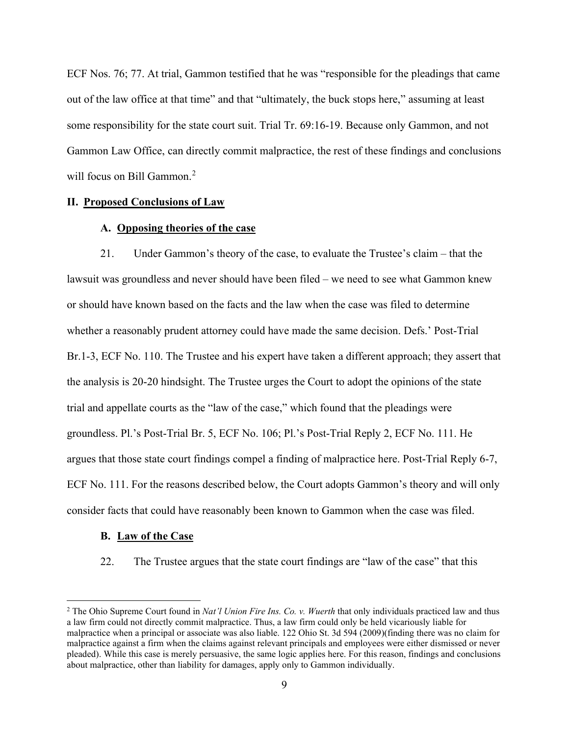ECF Nos. 76; 77. At trial, Gammon testified that he was "responsible for the pleadings that came out of the law office at that time" and that "ultimately, the buck stops here," assuming at least some responsibility for the state court suit. Trial Tr. 69:16-19. Because only Gammon, and not Gammon Law Office, can directly commit malpractice, the rest of these findings and conclusions will focus on Bill Gammon.[2]

## II. Proposed Conclusions of Law

### A. Opposing theories of the case

21. Under Gammon's theory of the case, to evaluate the Trustee's claim – that the lawsuit was groundless and never should have been filed – we need to see what Gammon knew or should have known based on the facts and the law when the case was filed to determine whether a reasonably prudent attorney could have made the same decision. Defs.' Post-Trial Br.1-3, ECF No. 110. The Trustee and his expert have taken a different approach; they assert that the analysis is 20-20 hindsight. The Trustee urges the Court to adopt the opinions of the state trial and appellate courts as the "law of the case," which found that the pleadings were groundless. Pl.'s Post-Trial Br. 5, ECF No. 106; Pl.'s Post-Trial Reply 2, ECF No. 111. He argues that those state court findings compel a finding of malpractice here. Post-Trial Reply 6-7, ECF No. 111. For the reasons described below, the Court adopts Gammon's theory and will only consider facts that could have reasonably been known to Gammon when the case was filed.

### B. Law of the Case

22. The Trustee argues that the state court findings are "law of the case" that this

[2] The Ohio Supreme Court found in *Nat'l Union Fire Ins. Co. v. Wuerth* that only individuals practiced law and thus a law firm could not directly commit malpractice. Thus, a law firm could only be held vicariously liable for malpractice when a principal or associate was also liable. 122 Ohio St. 3d 594 (2009)(finding there was no claim for malpractice against a firm when the claims against relevant principals and employees were either dismissed or never pleaded). While this case is merely persuasive, the same logic applies here. For this reason, findings and conclusions about malpractice, other than liability for damages, apply only to Gammon individually.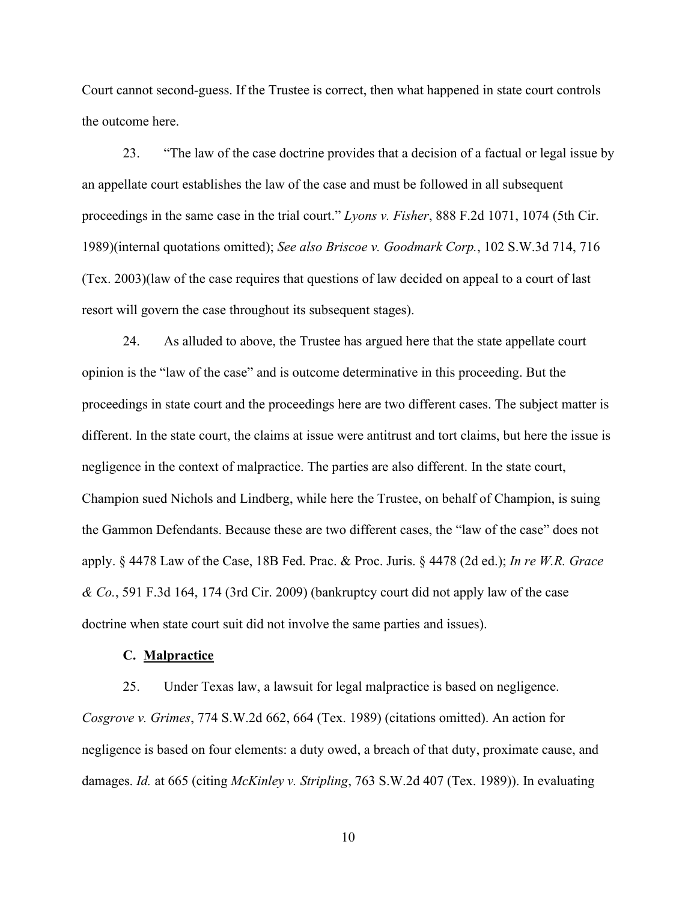Court cannot second-guess. If the Trustee is correct, then what happened in state court controls the outcome here.

23. "The law of the case doctrine provides that a decision of a factual or legal issue by an appellate court establishes the law of the case and must be followed in all subsequent proceedings in the same case in the trial court." *Lyons v. Fisher*, 888 F.2d 1071, 1074 (5th Cir. 1989)(internal quotations omitted); *See also Briscoe v. Goodmark Corp.*, 102 S.W.3d 714, 716 (Tex. 2003)(law of the case requires that questions of law decided on appeal to a court of last resort will govern the case throughout its subsequent stages).

24. As alluded to above, the Trustee has argued here that the state appellate court opinion is the "law of the case" and is outcome determinative in this proceeding. But the proceedings in state court and the proceedings here are two different cases. The subject matter is different. In the state court, the claims at issue were antitrust and tort claims, but here the issue is negligence in the context of malpractice. The parties are also different. In the state court, Champion sued Nichols and Lindberg, while here the Trustee, on behalf of Champion, is suing the Gammon Defendants. Because these are two different cases, the "law of the case" does not apply. § 4478 Law of the Case, 18B Fed. Prac. & Proc. Juris. § 4478 (2d ed.); *In re W.R. Grace & Co.*, 591 F.3d 164, 174 (3rd Cir. 2009) (bankruptcy court did not apply law of the case doctrine when state court suit did not involve the same parties and issues).

### C. <u>Malpractice</u>

25. Under Texas law, a lawsuit for legal malpractice is based on negligence. *Cosgrove v. Grimes*, 774 S.W.2d 662, 664 (Tex. 1989) (citations omitted). An action for negligence is based on four elements: a duty owed, a breach of that duty, proximate cause, and damages. *Id.* at 665 (citing *McKinley v. Stripling*, 763 S.W.2d 407 (Tex. 1989)). In evaluating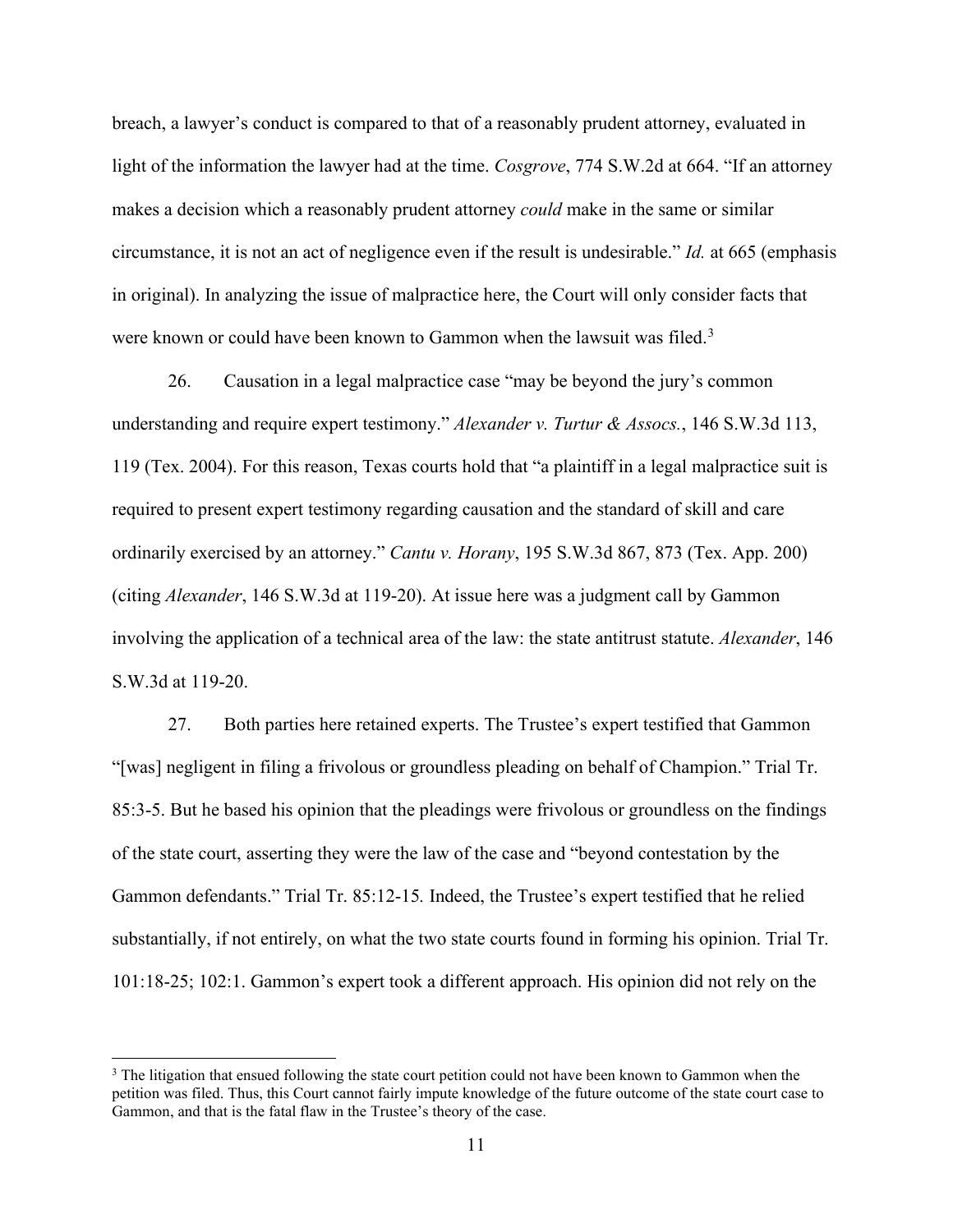breach, a lawyer's conduct is compared to that of a reasonably prudent attorney, evaluated in light of the information the lawyer had at the time. *Cosgrove*, 774 S.W.2d at 664. "If an attorney makes a decision which a reasonably prudent attorney *could* make in the same or similar circumstance, it is not an act of negligence even if the result is undesirable." *Id.* at 665 (emphasis in original). In analyzing the issue of malpractice here, the Court will only consider facts that were known or could have been known to Gammon when the lawsuit was filed.[3]

26. Causation in a legal malpractice case "may be beyond the jury's common understanding and require expert testimony." *Alexander v. Turtur & Assocs.*, 146 S.W.3d 113, 119 (Tex. 2004). For this reason, Texas courts hold that "a plaintiff in a legal malpractice suit is required to present expert testimony regarding causation and the standard of skill and care ordinarily exercised by an attorney." *Cantu v. Horany*, 195 S.W.3d 867, 873 (Tex. App. 200) (citing *Alexander*, 146 S.W.3d at 119-20). At issue here was a judgment call by Gammon involving the application of a technical area of the law: the state antitrust statute. *Alexander*, 146 S.W.3d at 119-20.

27. Both parties here retained experts. The Trustee's expert testified that Gammon "[was] negligent in filing a frivolous or groundless pleading on behalf of Champion." Trial Tr. 85:3-5. But he based his opinion that the pleadings were frivolous or groundless on the findings of the state court, asserting they were the law of the case and "beyond contestation by the Gammon defendants." Trial Tr. 85:12-15. Indeed, the Trustee's expert testified that he relied substantially, if not entirely, on what the two state courts found in forming his opinion. Trial Tr. 101:18-25; 102:1. Gammon's expert took a different approach. His opinion did not rely on the

[3] The litigation that ensued following the state court petition could not have been known to Gammon when the petition was filed. Thus, this Court cannot fairly impute knowledge of the future outcome of the state court case to Gammon, and that is the fatal flaw in the Trustee's theory of the case.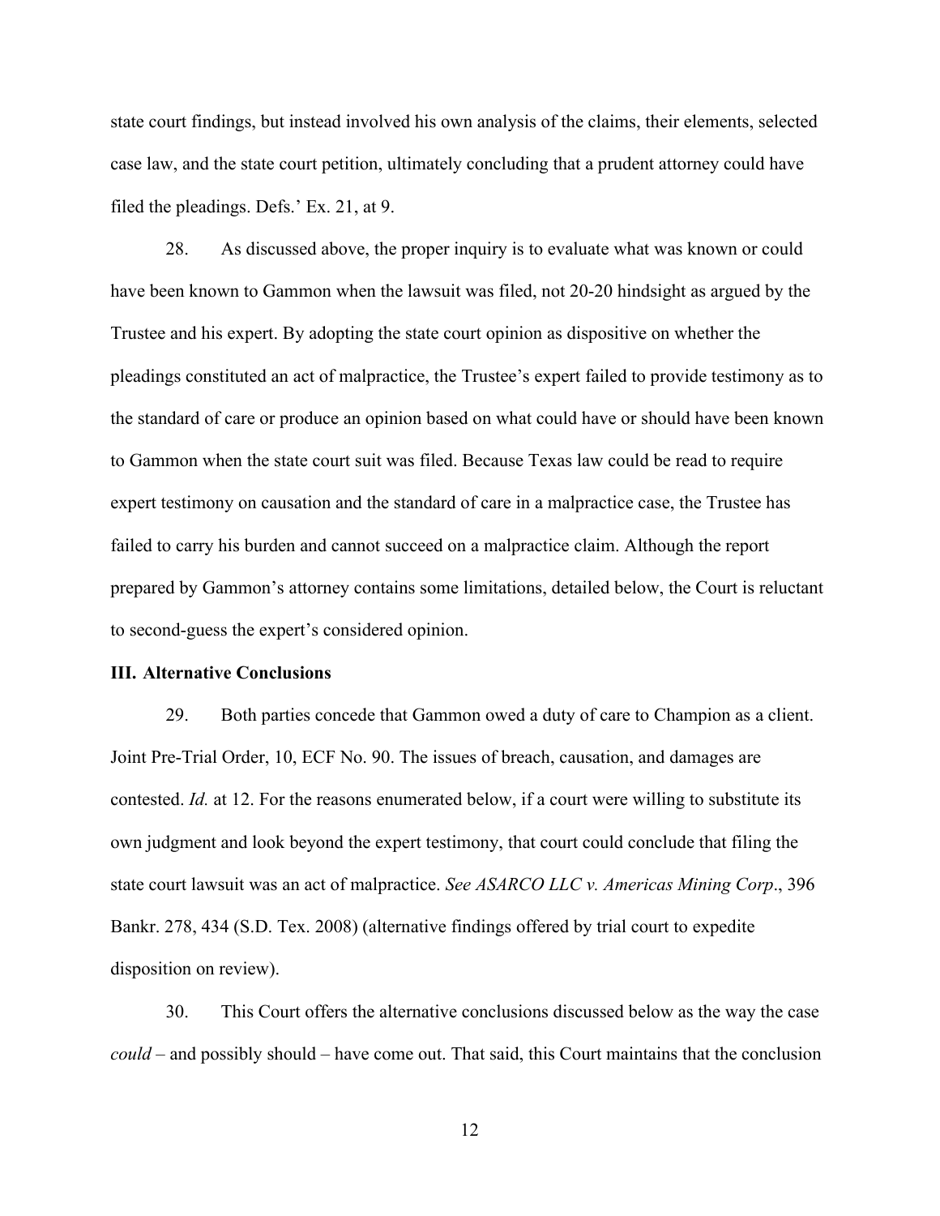state court findings, but instead involved his own analysis of the claims, their elements, selected case law, and the state court petition, ultimately concluding that a prudent attorney could have filed the pleadings. Defs.' Ex. 21, at 9.

28. As discussed above, the proper inquiry is to evaluate what was known or could have been known to Gammon when the lawsuit was filed, not 20-20 hindsight as argued by the Trustee and his expert. By adopting the state court opinion as dispositive on whether the pleadings constituted an act of malpractice, the Trustee's expert failed to provide testimony as to the standard of care or produce an opinion based on what could have or should have been known to Gammon when the state court suit was filed. Because Texas law could be read to require expert testimony on causation and the standard of care in a malpractice case, the Trustee has failed to carry his burden and cannot succeed on a malpractice claim. Although the report prepared by Gammon's attorney contains some limitations, detailed below, the Court is reluctant to second-guess the expert's considered opinion.

### III. Alternative Conclusions

29. Both parties concede that Gammon owed a duty of care to Champion as a client. Joint Pre-Trial Order, 10, ECF No. 90. The issues of breach, causation, and damages are contested. *Id.* at 12. For the reasons enumerated below, if a court were willing to substitute its own judgment and look beyond the expert testimony, that court could conclude that filing the state court lawsuit was an act of malpractice. *See ASARCO LLC v. Americas Mining Corp*., 396 Bankr. 278, 434 (S.D. Tex. 2008) (alternative findings offered by trial court to expedite disposition on review).

30. This Court offers the alternative conclusions discussed below as the way the case *could* – and possibly should – have come out. That said, this Court maintains that the conclusion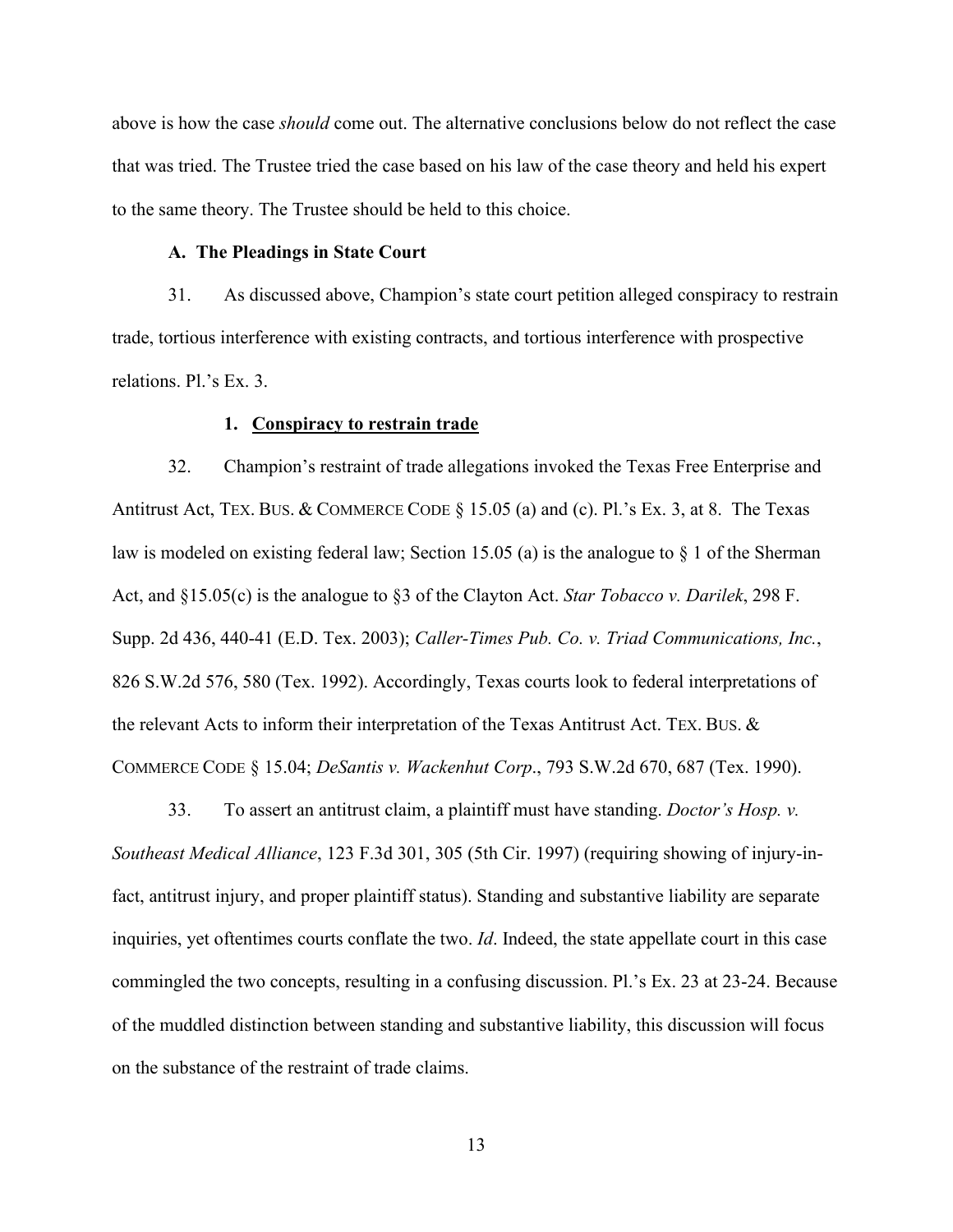above is how the case *should* come out. The alternative conclusions below do not reflect the case that was tried. The Trustee tried the case based on his law of the case theory and held his expert to the same theory. The Trustee should be held to this choice.

**A. The Pleadings in State Court**

31. As discussed above, Champion's state court petition alleged conspiracy to restrain trade, tortious interference with existing contracts, and tortious interference with prospective relations. Pl.'s Ex. 3.

**1. <u>Conspiracy to restrain trade</u>**

32. Champion's restraint of trade allegations invoked the Texas Free Enterprise and Antitrust Act, TEX. BUS. & COMMERCE CODE § 15.05 (a) and (c). Pl.'s Ex. 3, at 8. The Texas law is modeled on existing federal law; Section 15.05 (a) is the analogue to § 1 of the Sherman Act, and §15.05(c) is the analogue to §3 of the Clayton Act. *Star Tobacco v. Darilek*, 298 F. Supp. 2d 436, 440-41 (E.D. Tex. 2003); *Caller-Times Pub. Co. v. Triad Communications, Inc.*, 826 S.W.2d 576, 580 (Tex. 1992). Accordingly, Texas courts look to federal interpretations of the relevant Acts to inform their interpretation of the Texas Antitrust Act. TEX. BUS. & COMMERCE CODE § 15.04; *DeSantis v. Wackenhut Corp*., 793 S.W.2d 670, 687 (Tex. 1990).

33. To assert an antitrust claim, a plaintiff must have standing. *Doctor's Hosp. v. Southeast Medical Alliance*, 123 F.3d 301, 305 (5th Cir. 1997) (requiring showing of injury-in-fact, antitrust injury, and proper plaintiff status). Standing and substantive liability are separate inquiries, yet oftentimes courts conflate the two. *Id*. Indeed, the state appellate court in this case commingled the two concepts, resulting in a confusing discussion. Pl.'s Ex. 23 at 23-24. Because of the muddled distinction between standing and substantive liability, this discussion will focus on the substance of the restraint of trade claims.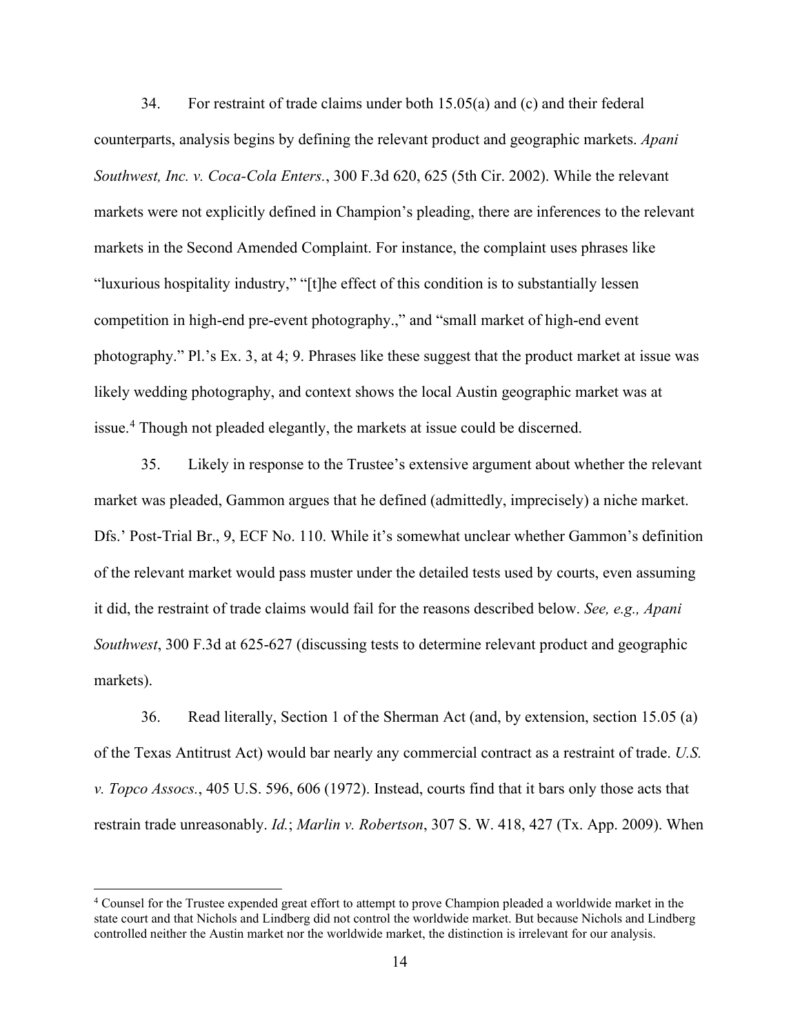34. For restraint of trade claims under both 15.05(a) and (c) and their federal counterparts, analysis begins by defining the relevant product and geographic markets. *Apani Southwest, Inc. v. Coca-Cola Enters.*, 300 F.3d 620, 625 (5th Cir. 2002). While the relevant markets were not explicitly defined in Champion's pleading, there are inferences to the relevant markets in the Second Amended Complaint. For instance, the complaint uses phrases like "luxurious hospitality industry," "[t]he effect of this condition is to substantially lessen competition in high-end pre-event photography.," and "small market of high-end event photography." Pl.'s Ex. 3, at 4; 9. Phrases like these suggest that the product market at issue was likely wedding photography, and context shows the local Austin geographic market was at issue.[4] Though not pleaded elegantly, the markets at issue could be discerned.

35. Likely in response to the Trustee's extensive argument about whether the relevant market was pleaded, Gammon argues that he defined (admittedly, imprecisely) a niche market. Dfs.' Post-Trial Br., 9, ECF No. 110. While it's somewhat unclear whether Gammon's definition of the relevant market would pass muster under the detailed tests used by courts, even assuming it did, the restraint of trade claims would fail for the reasons described below. *See, e.g., Apani Southwest*, 300 F.3d at 625-627 (discussing tests to determine relevant product and geographic markets).

36. Read literally, Section 1 of the Sherman Act (and, by extension, section 15.05 (a) of the Texas Antitrust Act) would bar nearly any commercial contract as a restraint of trade. *U.S. v. Topco Assocs.*, 405 U.S. 596, 606 (1972). Instead, courts find that it bars only those acts that restrain trade unreasonably. *Id.*; *Marlin v. Robertson*, 307 S. W. 418, 427 (Tx. App. 2009). When

[4] Counsel for the Trustee expended great effort to attempt to prove Champion pleaded a worldwide market in the state court and that Nichols and Lindberg did not control the worldwide market. But because Nichols and Lindberg controlled neither the Austin market nor the worldwide market, the distinction is irrelevant for our analysis.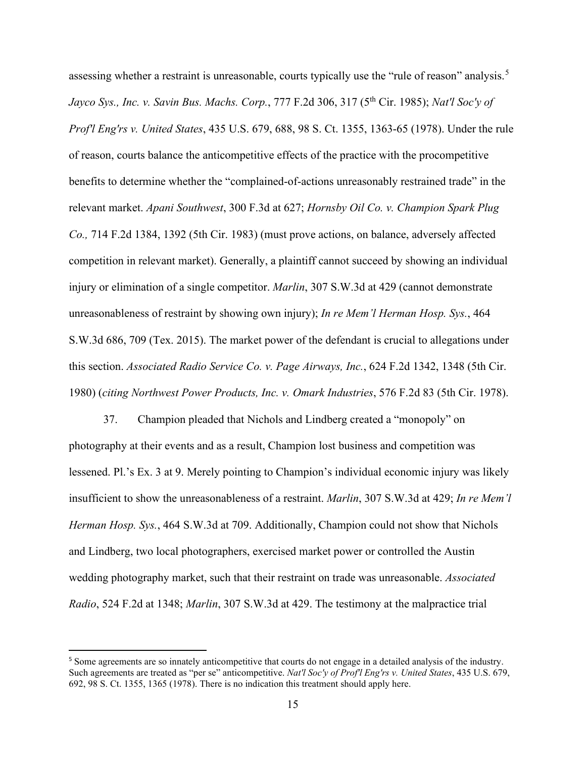assessing whether a restraint is unreasonable, courts typically use the "rule of reason" analysis.[5] *Jayco Sys., Inc. v. Savin Bus. Machs. Corp.*, 777 F.2d 306, 317 (5th Cir. 1985); *Nat'l Soc'y of Prof'l Eng'rs v. United States*, 435 U.S. 679, 688, 98 S. Ct. 1355, 1363-65 (1978). Under the rule of reason, courts balance the anticompetitive effects of the practice with the procompetitive benefits to determine whether the "complained-of-actions unreasonably restrained trade" in the relevant market. *Apani Southwest*, 300 F.3d at 627; *Hornsby Oil Co. v. Champion Spark Plug Co.,* 714 F.2d 1384, 1392 (5th Cir. 1983) (must prove actions, on balance, adversely affected competition in relevant market). Generally, a plaintiff cannot succeed by showing an individual injury or elimination of a single competitor. *Marlin*, 307 S.W.3d at 429 (cannot demonstrate unreasonableness of restraint by showing own injury); *In re Mem'l Herman Hosp. Sys.*, 464 S.W.3d 686, 709 (Tex. 2015). The market power of the defendant is crucial to allegations under this section. *Associated Radio Service Co. v. Page Airways, Inc.*, 624 F.2d 1342, 1348 (5th Cir. 1980) (*citing Northwest Power Products, Inc. v. Omark Industries*, 576 F.2d 83 (5th Cir. 1978).

37. Champion pleaded that Nichols and Lindberg created a "monopoly" on photography at their events and as a result, Champion lost business and competition was lessened. Pl.'s Ex. 3 at 9. Merely pointing to Champion's individual economic injury was likely insufficient to show the unreasonableness of a restraint. *Marlin*, 307 S.W.3d at 429; *In re Mem'l Herman Hosp. Sys.*, 464 S.W.3d at 709. Additionally, Champion could not show that Nichols and Lindberg, two local photographers, exercised market power or controlled the Austin wedding photography market, such that their restraint on trade was unreasonable. *Associated Radio*, 524 F.2d at 1348; *Marlin*, 307 S.W.3d at 429. The testimony at the malpractice trial

[5] Some agreements are so innately anticompetitive that courts do not engage in a detailed analysis of the industry. Such agreements are treated as "per se" anticompetitive. *Nat'l Soc'y of Prof'l Eng'rs v. United States*, 435 U.S. 679, 692, 98 S. Ct. 1355, 1365 (1978). There is no indication this treatment should apply here.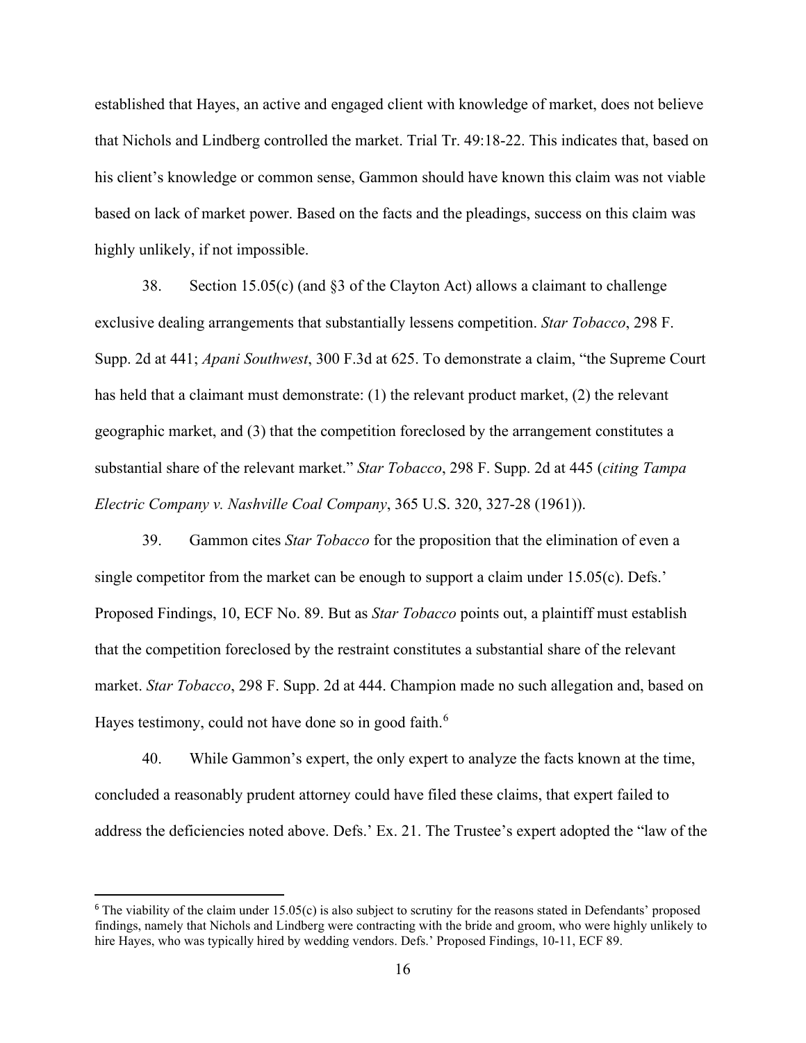established that Hayes, an active and engaged client with knowledge of market, does not believe that Nichols and Lindberg controlled the market. Trial Tr. 49:18-22. This indicates that, based on his client's knowledge or common sense, Gammon should have known this claim was not viable based on lack of market power. Based on the facts and the pleadings, success on this claim was highly unlikely, if not impossible.

38. Section 15.05(c) (and §3 of the Clayton Act) allows a claimant to challenge exclusive dealing arrangements that substantially lessens competition. *Star Tobacco*, 298 F. Supp. 2d at 441; *Apani Southwest*, 300 F.3d at 625. To demonstrate a claim, "the Supreme Court has held that a claimant must demonstrate: (1) the relevant product market, (2) the relevant geographic market, and (3) that the competition foreclosed by the arrangement constitutes a substantial share of the relevant market." *Star Tobacco*, 298 F. Supp. 2d at 445 (*citing Tampa Electric Company v. Nashville Coal Company*, 365 U.S. 320, 327-28 (1961)).

39. Gammon cites *Star Tobacco* for the proposition that the elimination of even a single competitor from the market can be enough to support a claim under 15.05(c). Defs.' Proposed Findings, 10, ECF No. 89. But as *Star Tobacco* points out, a plaintiff must establish that the competition foreclosed by the restraint constitutes a substantial share of the relevant market. *Star Tobacco*, 298 F. Supp. 2d at 444. Champion made no such allegation and, based on Hayes testimony, could not have done so in good faith.[6]

40. While Gammon's expert, the only expert to analyze the facts known at the time, concluded a reasonably prudent attorney could have filed these claims, that expert failed to address the deficiencies noted above. Defs.' Ex. 21. The Trustee's expert adopted the "law of the

[6] The viability of the claim under 15.05(c) is also subject to scrutiny for the reasons stated in Defendants' proposed findings, namely that Nichols and Lindberg were contracting with the bride and groom, who were highly unlikely to hire Hayes, who was typically hired by wedding vendors. Defs.' Proposed Findings, 10-11, ECF 89.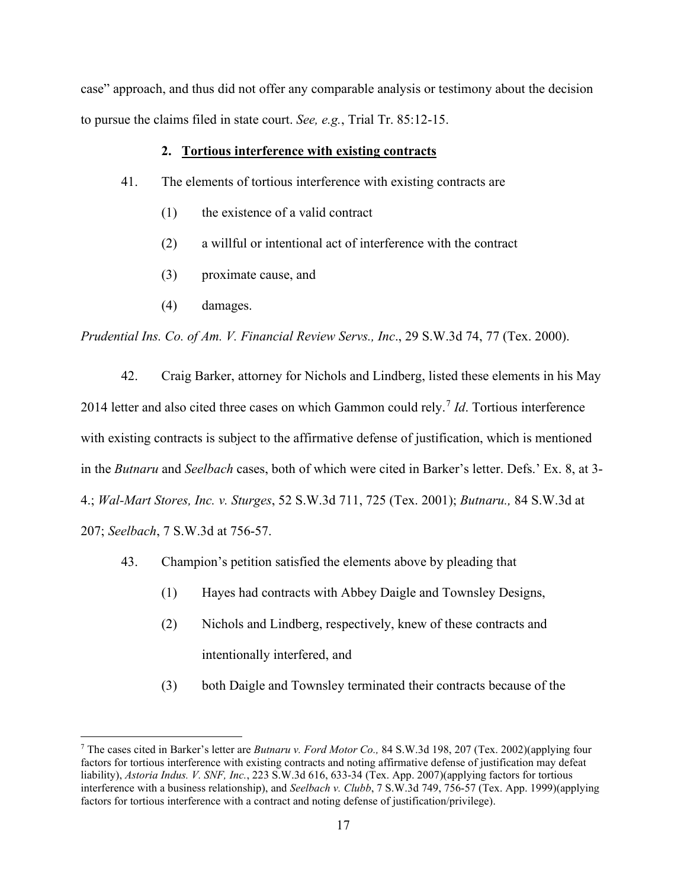case" approach, and thus did not offer any comparable analysis or testimony about the decision to pursue the claims filed in state court. *See, e.g.*, Trial Tr. 85:12-15.

### 2. Tortious interference with existing contracts

41. The elements of tortious interference with existing contracts are

(1) the existence of a valid contract

(2) a willful or intentional act of interference with the contract

(3) proximate cause, and

(4) damages.

*Prudential Ins. Co. of Am. V. Financial Review Servs., Inc*., 29 S.W.3d 74, 77 (Tex. 2000).

42. Craig Barker, attorney for Nichols and Lindberg, listed these elements in his May 2014 letter and also cited three cases on which Gammon could rely.[7] *Id*. Tortious interference with existing contracts is subject to the affirmative defense of justification, which is mentioned in the *Butnaru* and *Seelbach* cases, both of which were cited in Barker's letter. Defs.' Ex. 8, at 3-4.; *Wal-Mart Stores, Inc. v. Sturges*, 52 S.W.3d 711, 725 (Tex. 2001); *Butnaru.,* 84 S.W.3d at 207; *Seelbach*, 7 S.W.3d at 756-57.

43. Champion's petition satisfied the elements above by pleading that

(1) Hayes had contracts with Abbey Daigle and Townsley Designs,

(2) Nichols and Lindberg, respectively, knew of these contracts and intentionally interfered, and

(3) both Daigle and Townsley terminated their contracts because of the

[7] The cases cited in Barker's letter are *Butnaru v. Ford Motor Co.,* 84 S.W.3d 198, 207 (Tex. 2002)(applying four factors for tortious interference with existing contracts and noting affirmative defense of justification may defeat liability), *Astoria Indus. V. SNF, Inc.*, 223 S.W.3d 616, 633-34 (Tex. App. 2007)(applying factors for tortious interference with a business relationship), and *Seelbach v. Clubb*, 7 S.W.3d 749, 756-57 (Tex. App. 1999)(applying factors for tortious interference with a contract and noting defense of justification/privilege).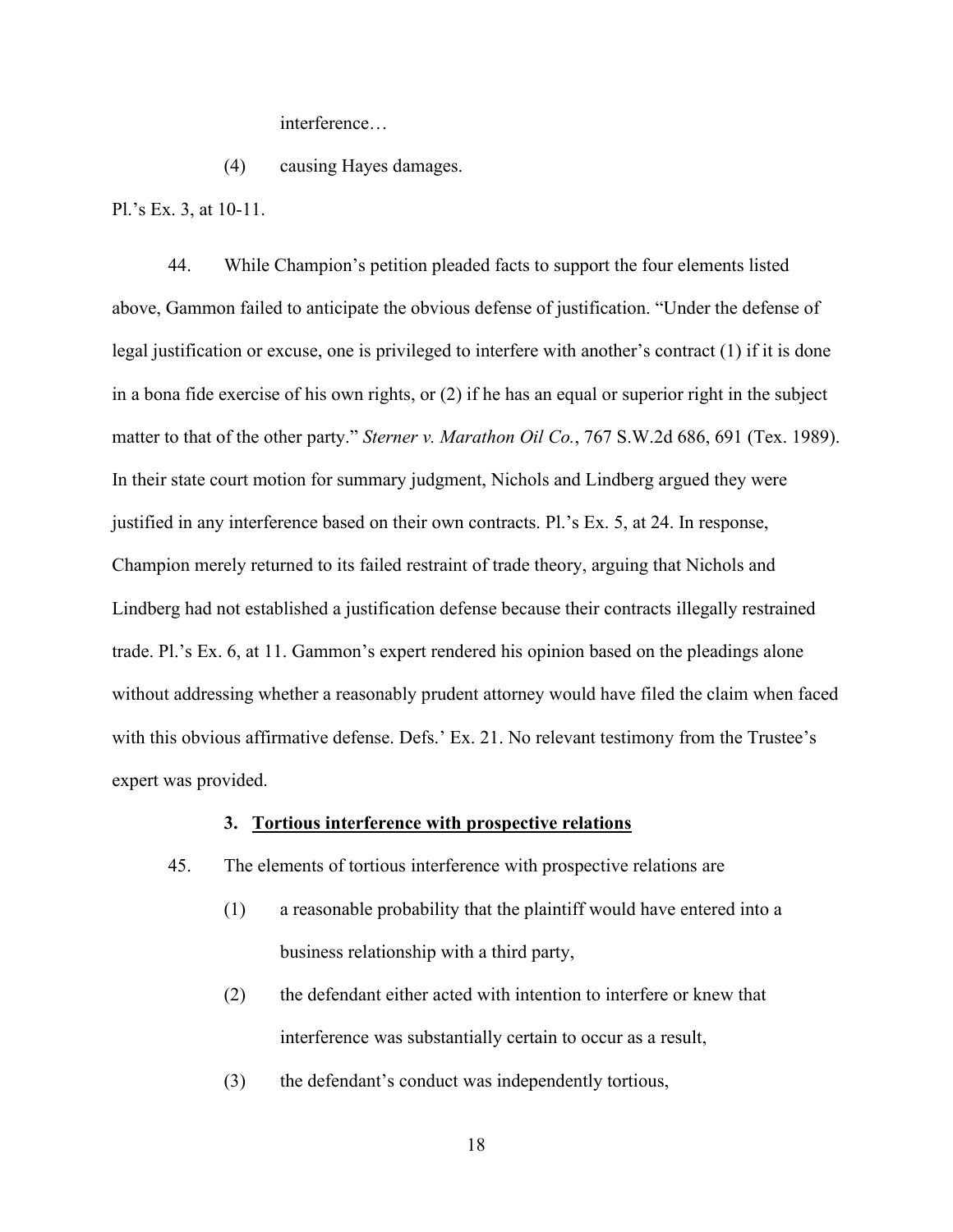interference…

(4) causing Hayes damages.

Pl.'s Ex. 3, at 10-11.

44. While Champion's petition pleaded facts to support the four elements listed above, Gammon failed to anticipate the obvious defense of justification. "Under the defense of legal justification or excuse, one is privileged to interfere with another's contract (1) if it is done in a bona fide exercise of his own rights, or (2) if he has an equal or superior right in the subject matter to that of the other party." *Sterner v. Marathon Oil Co.*, 767 S.W.2d 686, 691 (Tex. 1989). In their state court motion for summary judgment, Nichols and Lindberg argued they were justified in any interference based on their own contracts. Pl.'s Ex. 5, at 24. In response, Champion merely returned to its failed restraint of trade theory, arguing that Nichols and Lindberg had not established a justification defense because their contracts illegally restrained trade. Pl.'s Ex. 6, at 11. Gammon's expert rendered his opinion based on the pleadings alone without addressing whether a reasonably prudent attorney would have filed the claim when faced with this obvious affirmative defense. Defs.' Ex. 21. No relevant testimony from the Trustee's expert was provided.

### 3. Tortious interference with prospective relations

45. The elements of tortious interference with prospective relations are

(1) a reasonable probability that the plaintiff would have entered into a business relationship with a third party,

(2) the defendant either acted with intention to interfere or knew that interference was substantially certain to occur as a result,

(3) the defendant's conduct was independently tortious,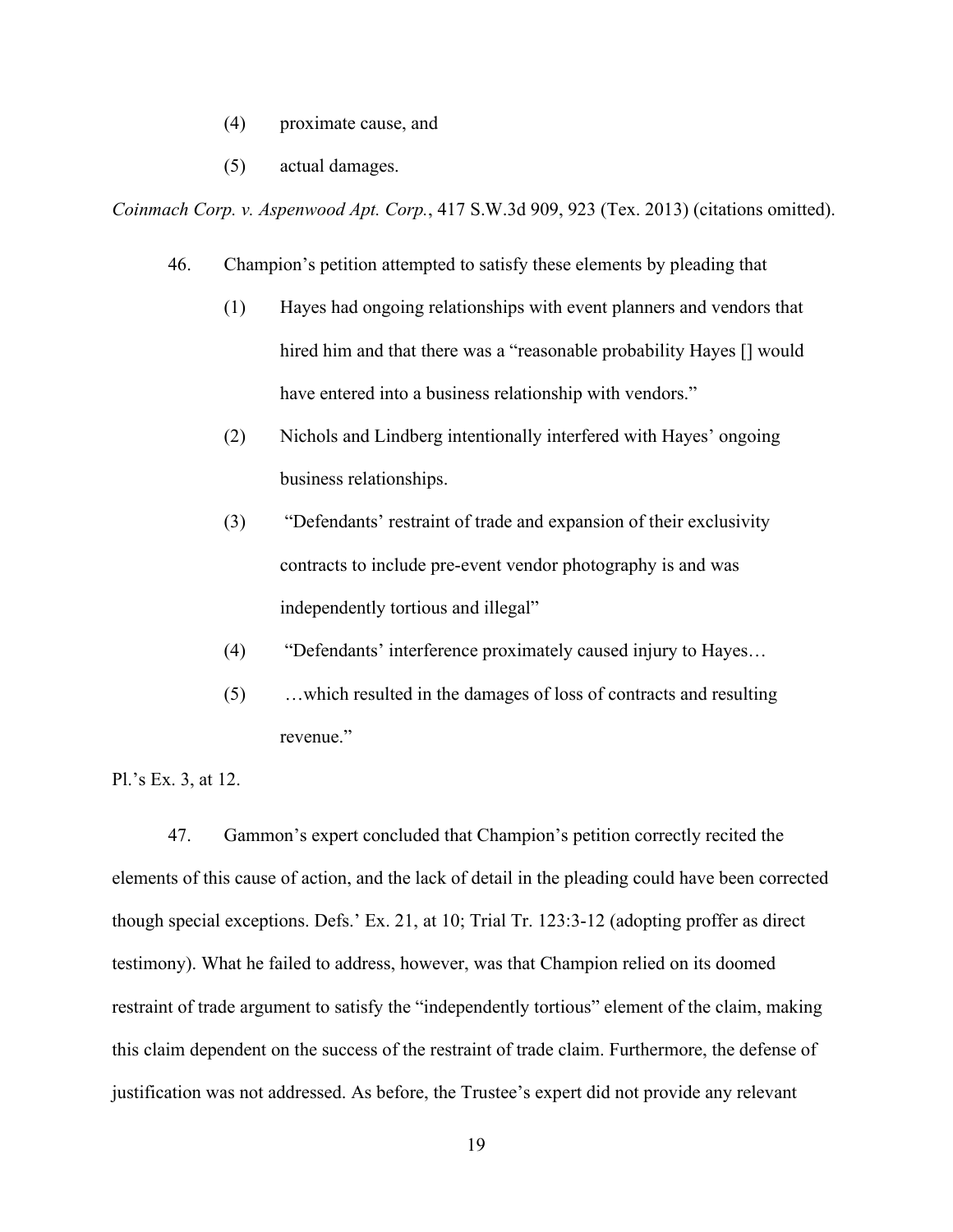(4) proximate cause, and

(5) actual damages.

*Coinmach Corp. v. Aspenwood Apt. Corp.*, 417 S.W.3d 909, 923 (Tex. 2013) (citations omitted).

46. Champion's petition attempted to satisfy these elements by pleading that

(1) Hayes had ongoing relationships with event planners and vendors that hired him and that there was a "reasonable probability Hayes [] would have entered into a business relationship with vendors."

(2) Nichols and Lindberg intentionally interfered with Hayes' ongoing business relationships.

(3) "Defendants' restraint of trade and expansion of their exclusivity contracts to include pre-event vendor photography is and was independently tortious and illegal"

(4) "Defendants' interference proximately caused injury to Hayes…

(5) …which resulted in the damages of loss of contracts and resulting revenue."

Pl.'s Ex. 3, at 12.

47. Gammon's expert concluded that Champion's petition correctly recited the elements of this cause of action, and the lack of detail in the pleading could have been corrected though special exceptions. Defs.' Ex. 21, at 10; Trial Tr. 123:3-12 (adopting proffer as direct testimony). What he failed to address, however, was that Champion relied on its doomed restraint of trade argument to satisfy the "independently tortious" element of the claim, making this claim dependent on the success of the restraint of trade claim. Furthermore, the defense of justification was not addressed. As before, the Trustee's expert did not provide any relevant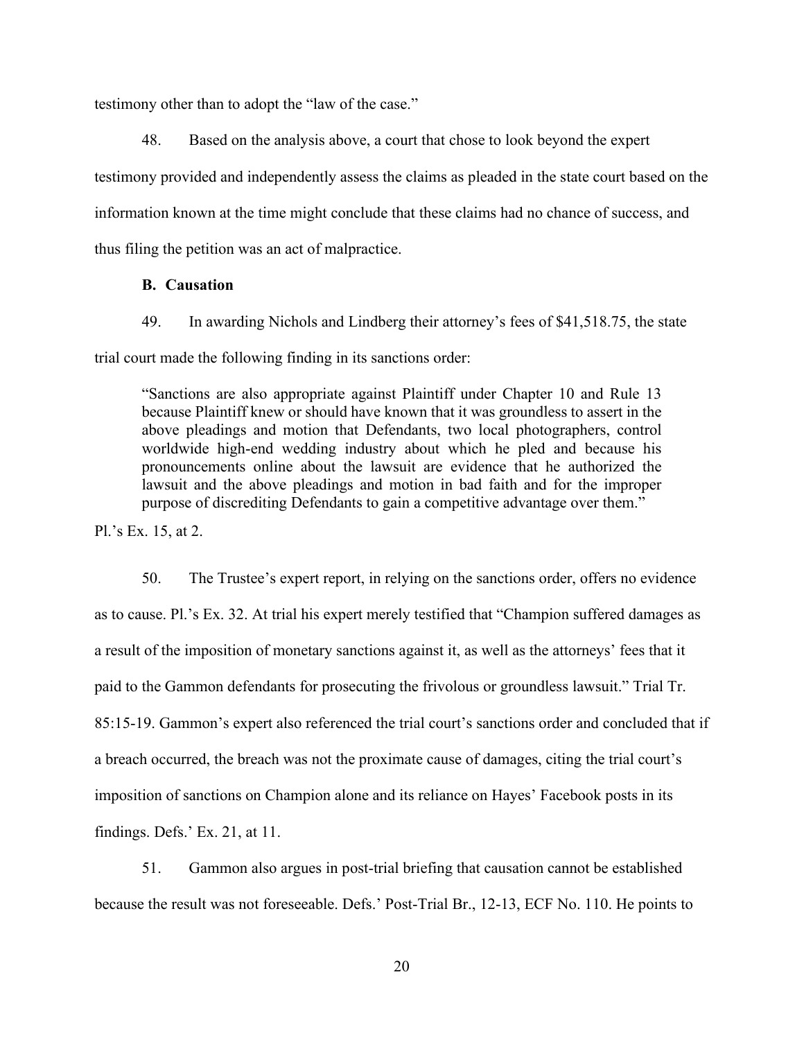testimony other than to adopt the "law of the case."

48. Based on the analysis above, a court that chose to look beyond the expert testimony provided and independently assess the claims as pleaded in the state court based on the information known at the time might conclude that these claims had no chance of success, and thus filing the petition was an act of malpractice.

**B. Causation**

49. In awarding Nichols and Lindberg their attorney's fees of $41,518.75, the state trial court made the following finding in its sanctions order:

> "Sanctions are also appropriate against Plaintiff under Chapter 10 and Rule 13 because Plaintiff knew or should have known that it was groundless to assert in the above pleadings and motion that Defendants, two local photographers, control worldwide high-end wedding industry about which he pled and because his pronouncements online about the lawsuit are evidence that he authorized the lawsuit and the above pleadings and motion in bad faith and for the improper purpose of discrediting Defendants to gain a competitive advantage over them."

Pl.'s Ex. 15, at 2.

50. The Trustee's expert report, in relying on the sanctions order, offers no evidence as to cause. Pl.'s Ex. 32. At trial his expert merely testified that "Champion suffered damages as a result of the imposition of monetary sanctions against it, as well as the attorneys' fees that it paid to the Gammon defendants for prosecuting the frivolous or groundless lawsuit." Trial Tr. 85:15-19. Gammon's expert also referenced the trial court's sanctions order and concluded that if a breach occurred, the breach was not the proximate cause of damages, citing the trial court's imposition of sanctions on Champion alone and its reliance on Hayes' Facebook posts in its findings. Defs.' Ex. 21, at 11.

51. Gammon also argues in post-trial briefing that causation cannot be established because the result was not foreseeable. Defs.' Post-Trial Br., 12-13, ECF No. 110. He points to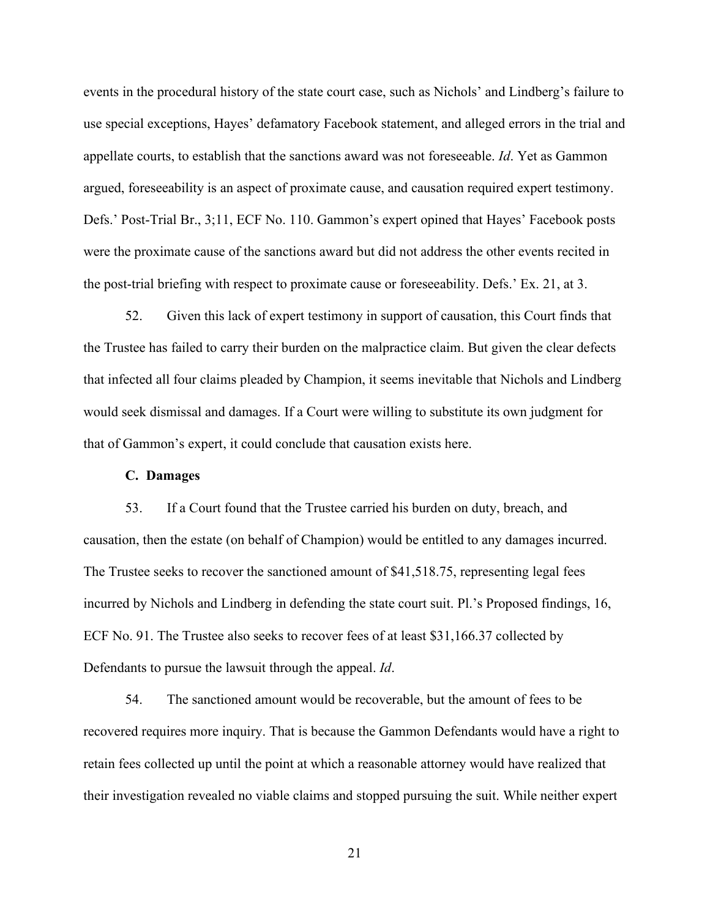events in the procedural history of the state court case, such as Nichols' and Lindberg's failure to use special exceptions, Hayes' defamatory Facebook statement, and alleged errors in the trial and appellate courts, to establish that the sanctions award was not foreseeable. *Id*. Yet as Gammon argued, foreseeability is an aspect of proximate cause, and causation required expert testimony. Defs.' Post-Trial Br., 3;11, ECF No. 110. Gammon's expert opined that Hayes' Facebook posts were the proximate cause of the sanctions award but did not address the other events recited in the post-trial briefing with respect to proximate cause or foreseeability. Defs.' Ex. 21, at 3.

52. Given this lack of expert testimony in support of causation, this Court finds that the Trustee has failed to carry their burden on the malpractice claim. But given the clear defects that infected all four claims pleaded by Champion, it seems inevitable that Nichols and Lindberg would seek dismissal and damages. If a Court were willing to substitute its own judgment for that of Gammon's expert, it could conclude that causation exists here.

**C. Damages**

53. If a Court found that the Trustee carried his burden on duty, breach, and causation, then the estate (on behalf of Champion) would be entitled to any damages incurred. The Trustee seeks to recover the sanctioned amount of $41,518.75, representing legal fees incurred by Nichols and Lindberg in defending the state court suit. Pl.'s Proposed findings, 16, ECF No. 91. The Trustee also seeks to recover fees of at least $31,166.37 collected by Defendants to pursue the lawsuit through the appeal. *Id*.

54. The sanctioned amount would be recoverable, but the amount of fees to be recovered requires more inquiry. That is because the Gammon Defendants would have a right to retain fees collected up until the point at which a reasonable attorney would have realized that their investigation revealed no viable claims and stopped pursuing the suit. While neither expert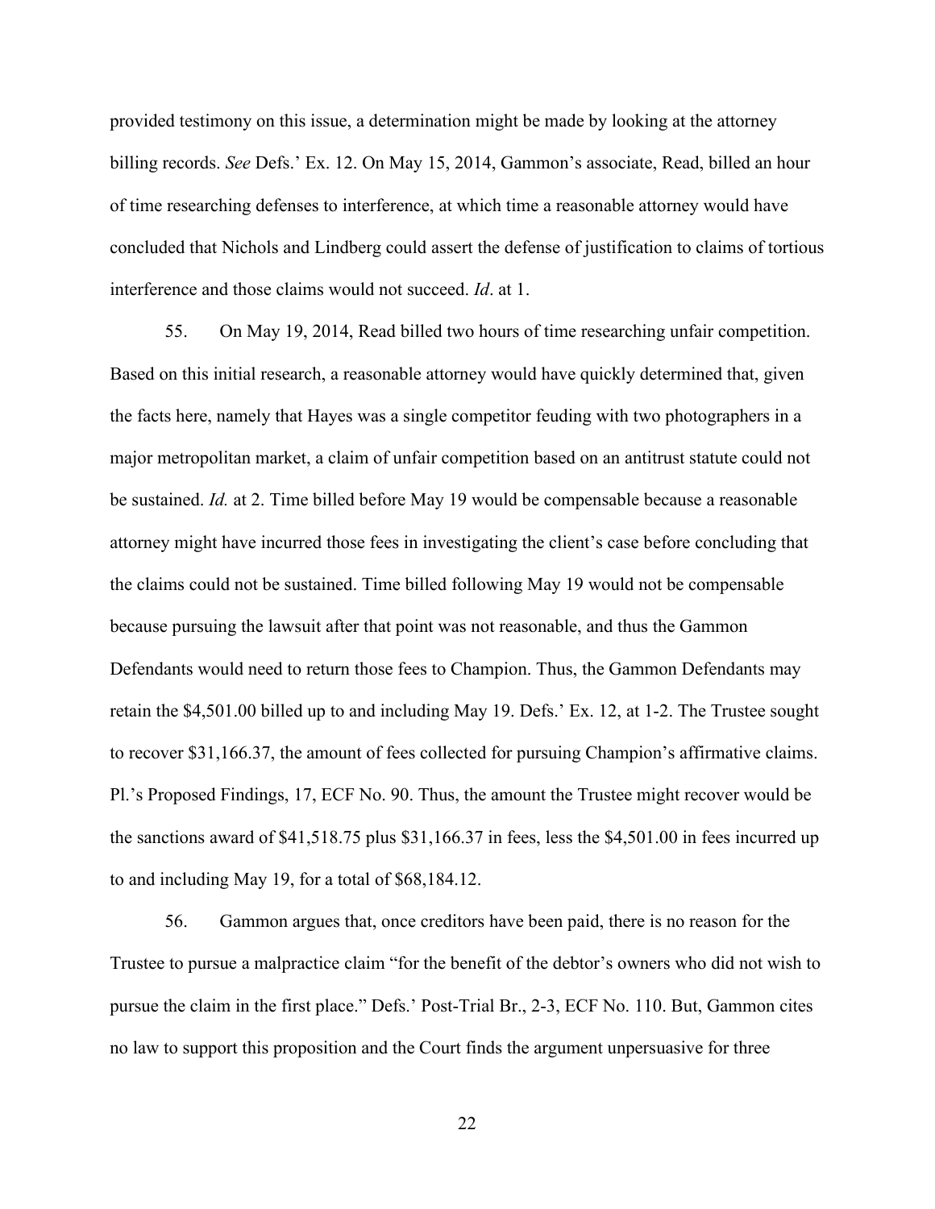provided testimony on this issue, a determination might be made by looking at the attorney billing records. *See* Defs.' Ex. 12. On May 15, 2014, Gammon's associate, Read, billed an hour of time researching defenses to interference, at which time a reasonable attorney would have concluded that Nichols and Lindberg could assert the defense of justification to claims of tortious interference and those claims would not succeed. *Id*. at 1.

55. On May 19, 2014, Read billed two hours of time researching unfair competition. Based on this initial research, a reasonable attorney would have quickly determined that, given the facts here, namely that Hayes was a single competitor feuding with two photographers in a major metropolitan market, a claim of unfair competition based on an antitrust statute could not be sustained. *Id.* at 2. Time billed before May 19 would be compensable because a reasonable attorney might have incurred those fees in investigating the client's case before concluding that the claims could not be sustained. Time billed following May 19 would not be compensable because pursuing the lawsuit after that point was not reasonable, and thus the Gammon Defendants would need to return those fees to Champion. Thus, the Gammon Defendants may retain the $4,501.00 billed up to and including May 19. Defs.' Ex. 12, at 1-2. The Trustee sought to recover $31,166.37, the amount of fees collected for pursuing Champion's affirmative claims. Pl.'s Proposed Findings, 17, ECF No. 90. Thus, the amount the Trustee might recover would be the sanctions award of $41,518.75 plus $31,166.37 in fees, less the $4,501.00 in fees incurred up to and including May 19, for a total of $68,184.12.

56. Gammon argues that, once creditors have been paid, there is no reason for the Trustee to pursue a malpractice claim "for the benefit of the debtor's owners who did not wish to pursue the claim in the first place." Defs.' Post-Trial Br., 2-3, ECF No. 110. But, Gammon cites no law to support this proposition and the Court finds the argument unpersuasive for three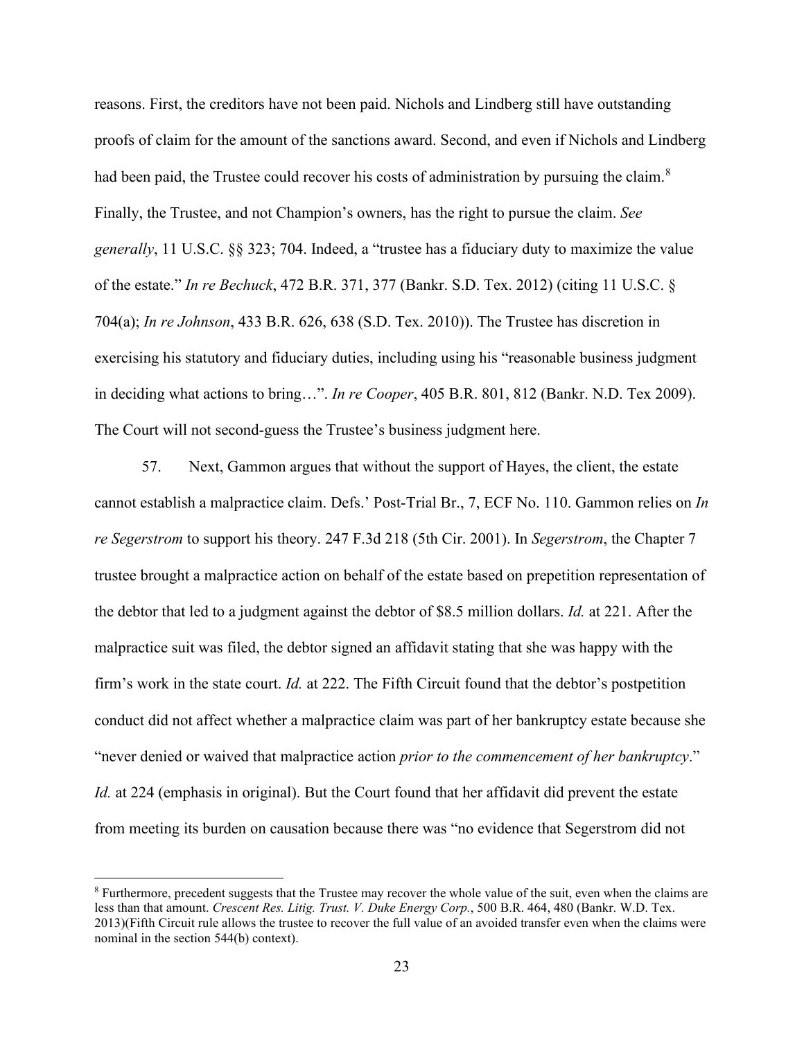reasons. First, the creditors have not been paid. Nichols and Lindberg still have outstanding proofs of claim for the amount of the sanctions award. Second, and even if Nichols and Lindberg had been paid, the Trustee could recover his costs of administration by pursuing the claim.[8] Finally, the Trustee, and not Champion's owners, has the right to pursue the claim. *See generally*, 11 U.S.C. §§ 323; 704. Indeed, a "trustee has a fiduciary duty to maximize the value of the estate." *In re Bechuck*, 472 B.R. 371, 377 (Bankr. S.D. Tex. 2012) (citing 11 U.S.C. § 704(a); *In re Johnson*, 433 B.R. 626, 638 (S.D. Tex. 2010)). The Trustee has discretion in exercising his statutory and fiduciary duties, including using his "reasonable business judgment in deciding what actions to bring…". *In re Cooper*, 405 B.R. 801, 812 (Bankr. N.D. Tex 2009). The Court will not second-guess the Trustee's business judgment here.

57. Next, Gammon argues that without the support of Hayes, the client, the estate cannot establish a malpractice claim. Defs.' Post-Trial Br., 7, ECF No. 110. Gammon relies on *In re Segerstrom* to support his theory. 247 F.3d 218 (5th Cir. 2001). In *Segerstrom*, the Chapter 7 trustee brought a malpractice action on behalf of the estate based on prepetition representation of the debtor that led to a judgment against the debtor of $8.5 million dollars. *Id.* at 221. After the malpractice suit was filed, the debtor signed an affidavit stating that she was happy with the firm's work in the state court. *Id.* at 222. The Fifth Circuit found that the debtor's postpetition conduct did not affect whether a malpractice claim was part of her bankruptcy estate because she "never denied or waived that malpractice action *prior to the commencement of her bankruptcy*." *Id.* at 224 (emphasis in original). But the Court found that her affidavit did prevent the estate from meeting its burden on causation because there was "no evidence that Segerstrom did not

[8] Furthermore, precedent suggests that the Trustee may recover the whole value of the suit, even when the claims are less than that amount. *Crescent Res. Litig. Trust. V. Duke Energy Corp.*, 500 B.R. 464, 480 (Bankr. W.D. Tex. 2013)(Fifth Circuit rule allows the trustee to recover the full value of an avoided transfer even when the claims were nominal in the section 544(b) context).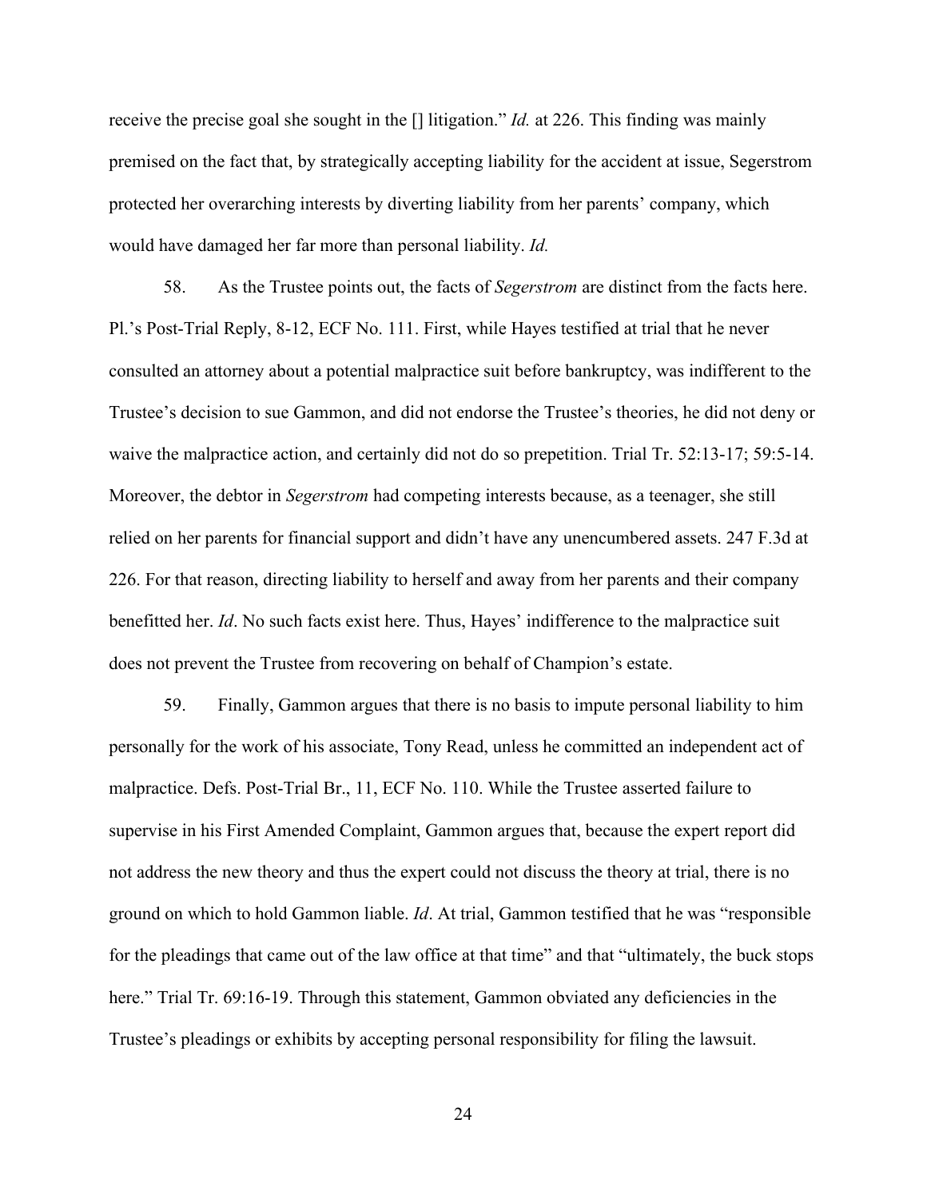receive the precise goal she sought in the [] litigation." *Id.* at 226. This finding was mainly premised on the fact that, by strategically accepting liability for the accident at issue, Segerstrom protected her overarching interests by diverting liability from her parents' company, which would have damaged her far more than personal liability. *Id.*

58. As the Trustee points out, the facts of *Segerstrom* are distinct from the facts here. Pl.'s Post-Trial Reply, 8-12, ECF No. 111. First, while Hayes testified at trial that he never consulted an attorney about a potential malpractice suit before bankruptcy, was indifferent to the Trustee's decision to sue Gammon, and did not endorse the Trustee's theories, he did not deny or waive the malpractice action, and certainly did not do so prepetition. Trial Tr. 52:13-17; 59:5-14. Moreover, the debtor in *Segerstrom* had competing interests because, as a teenager, she still relied on her parents for financial support and didn't have any unencumbered assets. 247 F.3d at 226. For that reason, directing liability to herself and away from her parents and their company benefitted her. *Id*. No such facts exist here. Thus, Hayes' indifference to the malpractice suit does not prevent the Trustee from recovering on behalf of Champion's estate.

59. Finally, Gammon argues that there is no basis to impute personal liability to him personally for the work of his associate, Tony Read, unless he committed an independent act of malpractice. Defs. Post-Trial Br., 11, ECF No. 110. While the Trustee asserted failure to supervise in his First Amended Complaint, Gammon argues that, because the expert report did not address the new theory and thus the expert could not discuss the theory at trial, there is no ground on which to hold Gammon liable. *Id*. At trial, Gammon testified that he was "responsible for the pleadings that came out of the law office at that time" and that "ultimately, the buck stops here." Trial Tr. 69:16-19. Through this statement, Gammon obviated any deficiencies in the Trustee's pleadings or exhibits by accepting personal responsibility for filing the lawsuit.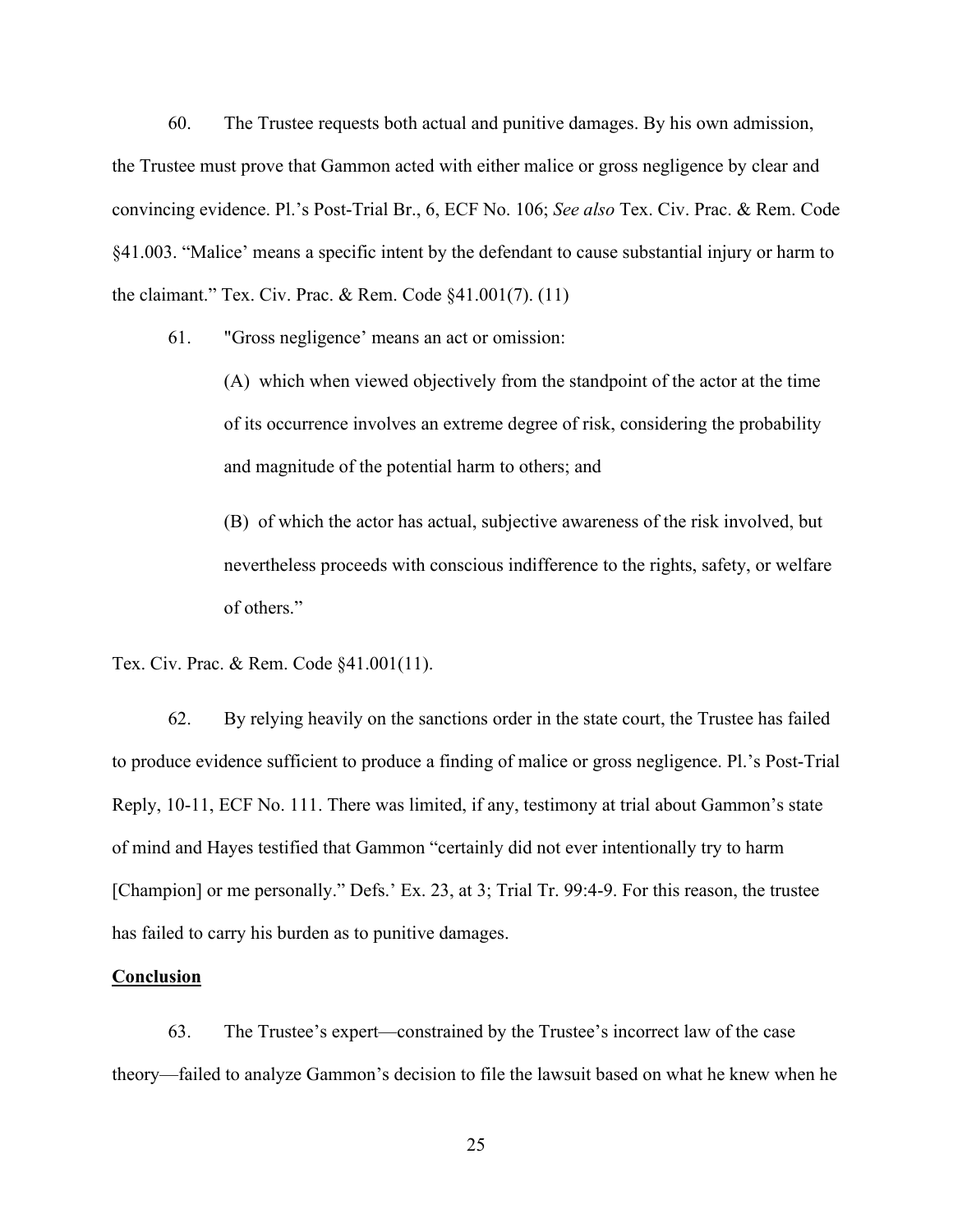60. The Trustee requests both actual and punitive damages. By his own admission, the Trustee must prove that Gammon acted with either malice or gross negligence by clear and convincing evidence. Pl.'s Post-Trial Br., 6, ECF No. 106; *See also* Tex. Civ. Prac. & Rem. Code §41.003. "Malice' means a specific intent by the defendant to cause substantial injury or harm to the claimant." Tex. Civ. Prac. & Rem. Code §41.001(7). (11)

61. "Gross negligence' means an act or omission:

> (A) which when viewed objectively from the standpoint of the actor at the time of its occurrence involves an extreme degree of risk, considering the probability and magnitude of the potential harm to others; and
>
> (B) of which the actor has actual, subjective awareness of the risk involved, but nevertheless proceeds with conscious indifference to the rights, safety, or welfare of others."

Tex. Civ. Prac. & Rem. Code §41.001(11).

62. By relying heavily on the sanctions order in the state court, the Trustee has failed to produce evidence sufficient to produce a finding of malice or gross negligence. Pl.'s Post-Trial Reply, 10-11, ECF No. 111. There was limited, if any, testimony at trial about Gammon's state of mind and Hayes testified that Gammon "certainly did not ever intentionally try to harm [Champion] or me personally." Defs.' Ex. 23, at 3; Trial Tr. 99:4-9. For this reason, the trustee has failed to carry his burden as to punitive damages.

**<u>Conclusion</u>**

63. The Trustee's expert—constrained by the Trustee's incorrect law of the case theory—failed to analyze Gammon's decision to file the lawsuit based on what he knew when he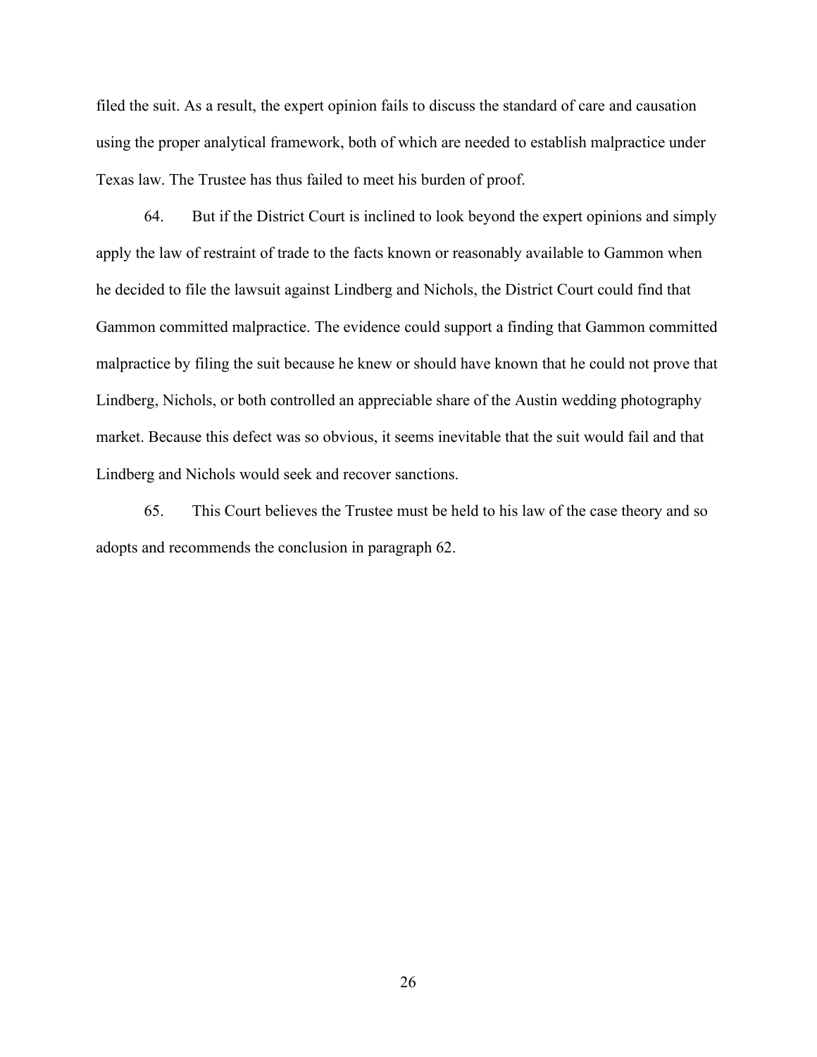filed the suit. As a result, the expert opinion fails to discuss the standard of care and causation using the proper analytical framework, both of which are needed to establish malpractice under Texas law. The Trustee has thus failed to meet his burden of proof.

64. But if the District Court is inclined to look beyond the expert opinions and simply apply the law of restraint of trade to the facts known or reasonably available to Gammon when he decided to file the lawsuit against Lindberg and Nichols, the District Court could find that Gammon committed malpractice. The evidence could support a finding that Gammon committed malpractice by filing the suit because he knew or should have known that he could not prove that Lindberg, Nichols, or both controlled an appreciable share of the Austin wedding photography market. Because this defect was so obvious, it seems inevitable that the suit would fail and that Lindberg and Nichols would seek and recover sanctions.

65. This Court believes the Trustee must be held to his law of the case theory and so adopts and recommends the conclusion in paragraph 62.